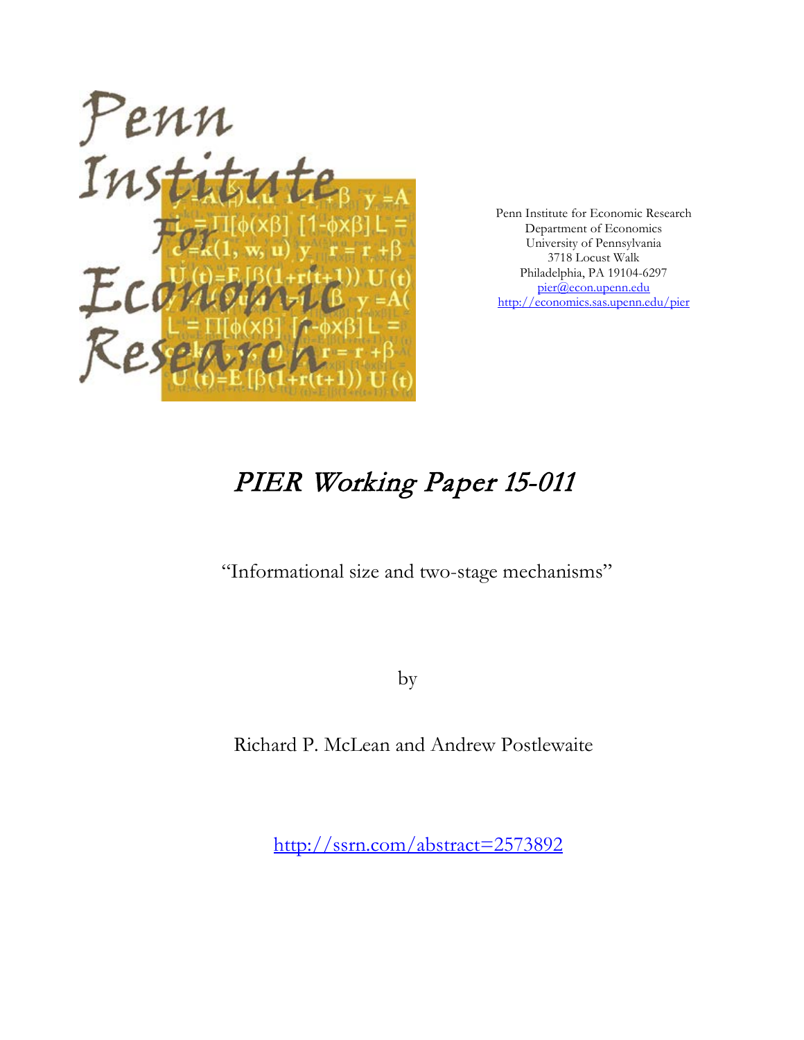Penn Institute for Economic Research
Department of Economics
University of Pennsylvania
3718 Locust Walk
Philadelphia, PA 19104-6297
pier@econ.upenn.edu
http://economics.sas.upenn.edu/pier

# PIER Working Paper 15-011

"Informational size and two-stage mechanisms"

by

Richard P. McLean and Andrew Postlewaite

http://ssrn.com/abstract=2573892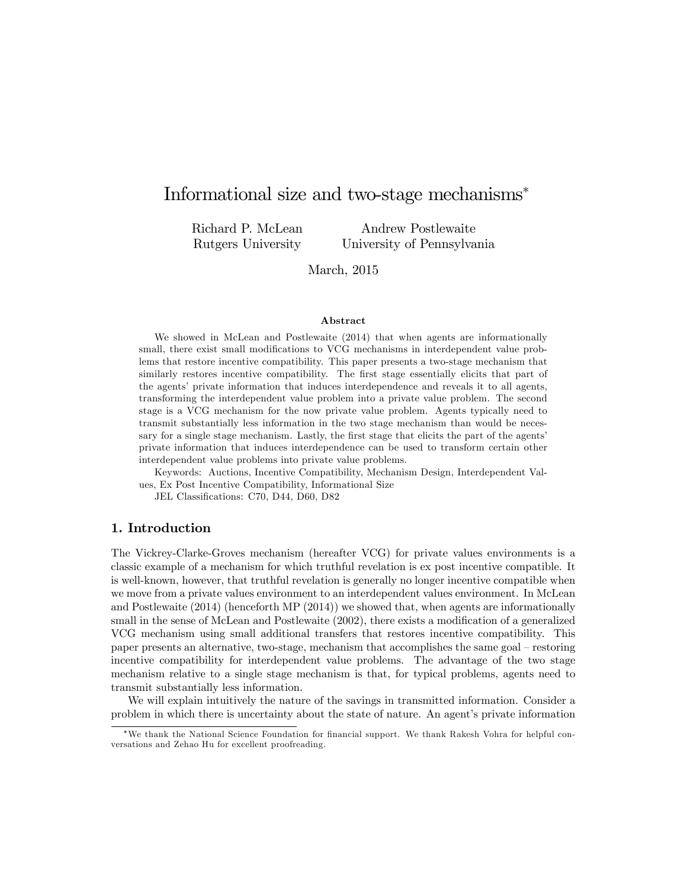# Informational size and two-stage mechanisms*

Richard P. McLean
Rutgers University

Andrew Postlewaite
University of Pennsylvania

March, 2015

**Abstract**

We showed in McLean and Postlewaite (2014) that when agents are informationally small, there exist small modifications to VCG mechanisms in interdependent value problems that restore incentive compatibility. This paper presents a two-stage mechanism that similarly restores incentive compatibility. The first stage essentially elicits that part of the agents' private information that induces interdependence and reveals it to all agents, transforming the interdependent value problem into a private value problem. The second stage is a VCG mechanism for the now private value problem. Agents typically need to transmit substantially less information in the two stage mechanism than would be necessary for a single stage mechanism. Lastly, the first stage that elicits the part of the agents' private information that induces interdependence can be used to transform certain other interdependent value problems into private value problems.

Keywords: Auctions, Incentive Compatibility, Mechanism Design, Interdependent Values, Ex Post Incentive Compatibility, Informational Size

JEL Classifications: C70, D44, D60, D82

## 1. Introduction

The Vickrey-Clarke-Groves mechanism (hereafter VCG) for private values environments is a classic example of a mechanism for which truthful revelation is ex post incentive compatible. It is well-known, however, that truthful revelation is generally no longer incentive compatible when we move from a private values environment to an interdependent values environment. In McLean and Postlewaite (2014) (henceforth MP (2014)) we showed that, when agents are informationally small in the sense of McLean and Postlewaite (2002), there exists a modification of a generalized VCG mechanism using small additional transfers that restores incentive compatibility. This paper presents an alternative, two-stage, mechanism that accomplishes the same goal – restoring incentive compatibility for interdependent value problems. The advantage of the two stage mechanism relative to a single stage mechanism is that, for typical problems, agents need to transmit substantially less information.

We will explain intuitively the nature of the savings in transmitted information. Consider a problem in which there is uncertainty about the state of nature. An agent's private information

*We thank the National Science Foundation for financial support. We thank Rakesh Vohra for helpful conversations and Zehao Hu for excellent proofreading.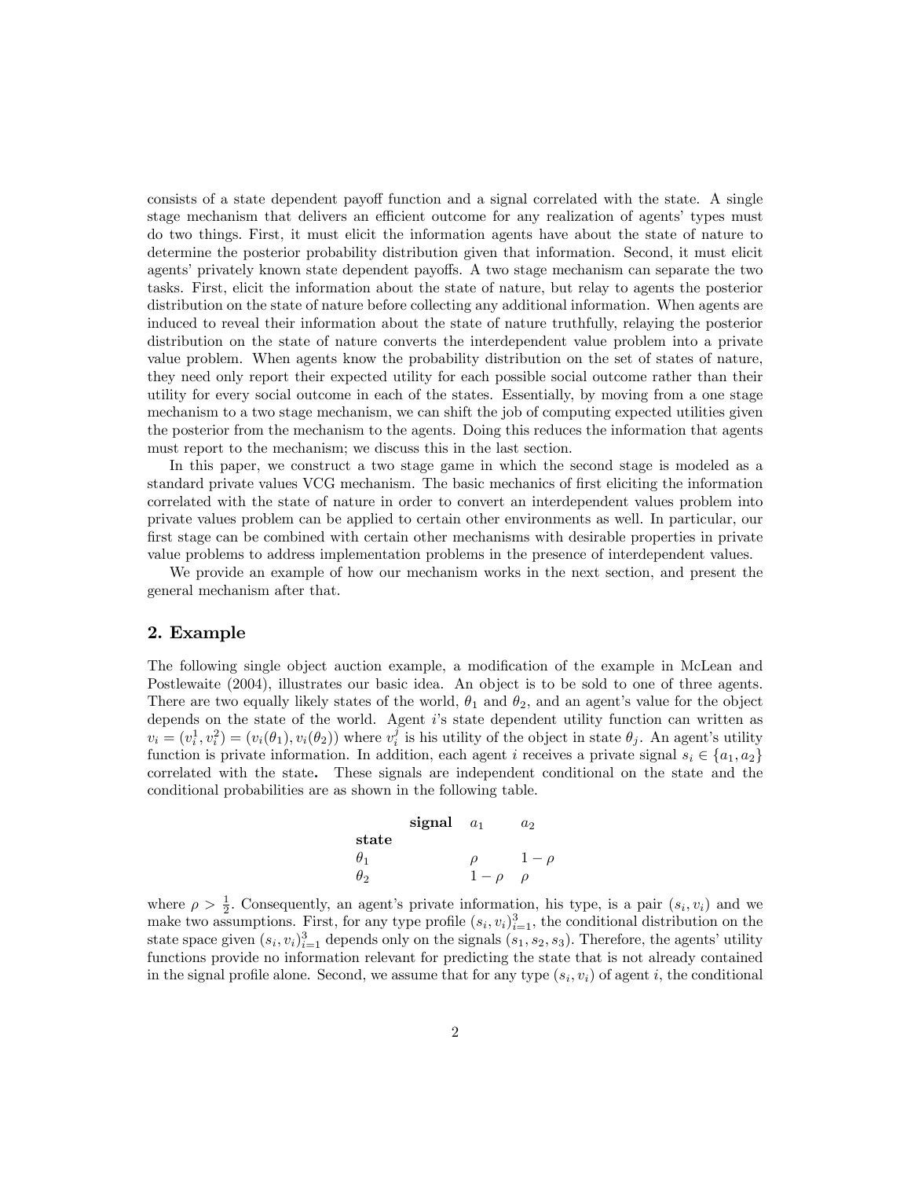consists of a state dependent payoff function and a signal correlated with the state. A single stage mechanism that delivers an efficient outcome for any realization of agents' types must do two things. First, it must elicit the information agents have about the state of nature to determine the posterior probability distribution given that information. Second, it must elicit agents' privately known state dependent payoffs. A two stage mechanism can separate the two tasks. First, elicit the information about the state of nature, but relay to agents the posterior distribution on the state of nature before collecting any additional information. When agents are induced to reveal their information about the state of nature truthfully, relaying the posterior distribution on the state of nature converts the interdependent value problem into a private value problem. When agents know the probability distribution on the set of states of nature, they need only report their expected utility for each possible social outcome rather than their utility for every social outcome in each of the states. Essentially, by moving from a one stage mechanism to a two stage mechanism, we can shift the job of computing expected utilities given the posterior from the mechanism to the agents. Doing this reduces the information that agents must report to the mechanism; we discuss this in the last section.

In this paper, we construct a two stage game in which the second stage is modeled as a standard private values VCG mechanism. The basic mechanics of first eliciting the information correlated with the state of nature in order to convert an interdependent values problem into private values problem can be applied to certain other environments as well. In particular, our first stage can be combined with certain other mechanisms with desirable properties in private value problems to address implementation problems in the presence of interdependent values.

We provide an example of how our mechanism works in the next section, and present the general mechanism after that.

## 2. Example

The following single object auction example, a modification of the example in McLean and Postlewaite (2004), illustrates our basic idea. An object is to be sold to one of three agents. There are two equally likely states of the world, $\theta_1$ and $\theta_2$, and an agent's value for the object depends on the state of the world. Agent $i$'s state dependent utility function can written as $v_i = (v_i^1, v_i^2) = (v_i(\theta_1), v_i(\theta_2))$ where $v_i^j$ is his utility of the object in state $\theta_j$. An agent's utility function is private information. In addition, each agent $i$ receives a private signal $s_i \in \{a_1, a_2\}$ correlated with the state**.** These signals are independent conditional on the state and the conditional probabilities are as shown in the following table.

| **state** \ **signal** | $a_1$ | $a_2$ |
|---|---|---|
| $\theta_1$ | $\rho$ | $1-\rho$ |
| $\theta_2$ | $1-\rho$ | $\rho$ |

where $\rho > \frac{1}{2}$. Consequently, an agent's private information, his type, is a pair $(s_i, v_i)$ and we make two assumptions. First, for any type profile $(s_i, v_i)_{i=1}^3$, the conditional distribution on the state space given $(s_i, v_i)_{i=1}^3$ depends only on the signals $(s_1, s_2, s_3)$. Therefore, the agents' utility functions provide no information relevant for predicting the state that is not already contained in the signal profile alone. Second, we assume that for any type $(s_i, v_i)$ of agent $i$, the conditional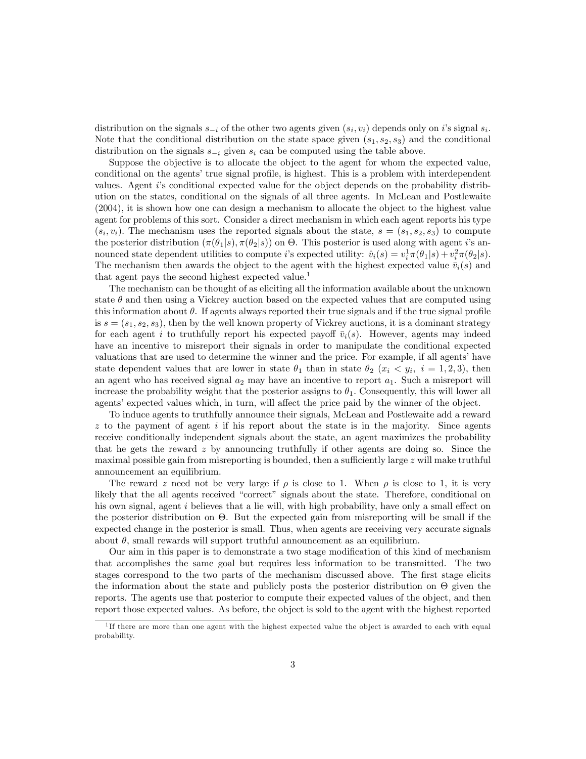distribution on the signals $s_{-i}$ of the other two agents given $(s_i, v_i)$ depends only on $i$'s signal $s_i$. Note that the conditional distribution on the state space given $(s_1, s_2, s_3)$ and the conditional distribution on the signals $s_{-i}$ given $s_i$ can be computed using the table above.

Suppose the objective is to allocate the object to the agent for whom the expected value, conditional on the agents' true signal profile, is highest. This is a problem with interdependent values. Agent $i$'s conditional expected value for the object depends on the probability distribution on the states, conditional on the signals of all three agents. In McLean and Postlewaite (2004), it is shown how one can design a mechanism to allocate the object to the highest value agent for problems of this sort. Consider a direct mechanism in which each agent reports his type $(s_i, v_i)$. The mechanism uses the reported signals about the state, $s = (s_1, s_2, s_3)$ to compute the posterior distribution $(\pi(\theta_1|s), \pi(\theta_2|s))$ on $\Theta$. This posterior is used along with agent $i$'s announced state dependent utilities to compute $i$'s expected utility: $\hat{v}_i(s) = v_i^1 \pi(\theta_1|s) + v_i^2 \pi(\theta_2|s)$. The mechanism then awards the object to the agent with the highest expected value $\bar{v}_i(s)$ and that agent pays the second highest expected value.[1]

The mechanism can be thought of as eliciting all the information available about the unknown state $\theta$ and then using a Vickrey auction based on the expected values that are computed using this information about $\theta$. If agents always reported their true signals and if the true signal profile is $s = (s_1, s_2, s_3)$, then by the well known property of Vickrey auctions, it is a dominant strategy for each agent $i$ to truthfully report his expected payoff $\bar{v}_i(s)$. However, agents may indeed have an incentive to misreport their signals in order to manipulate the conditional expected valuations that are used to determine the winner and the price. For example, if all agents' have state dependent values that are lower in state $\theta_1$ than in state $\theta_2$ ($x_i < y_i,\ i = 1, 2, 3$), then an agent who has received signal $a_2$ may have an incentive to report $a_1$. Such a misreport will increase the probability weight that the posterior assigns to $\theta_1$. Consequently, this will lower all agents' expected values which, in turn, will affect the price paid by the winner of the object.

To induce agents to truthfully announce their signals, McLean and Postlewaite add a reward $z$ to the payment of agent $i$ if his report about the state is in the majority. Since agents receive conditionally independent signals about the state, an agent maximizes the probability that he gets the reward $z$ by announcing truthfully if other agents are doing so. Since the maximal possible gain from misreporting is bounded, then a sufficiently large $z$ will make truthful announcement an equilibrium.

The reward $z$ need not be very large if $\rho$ is close to 1. When $\rho$ is close to 1, it is very likely that the all agents received "correct" signals about the state. Therefore, conditional on his own signal, agent $i$ believes that a lie will, with high probability, have only a small effect on the posterior distribution on $\Theta$. But the expected gain from misreporting will be small if the expected change in the posterior is small. Thus, when agents are receiving very accurate signals about $\theta$, small rewards will support truthful announcement as an equilibrium.

Our aim in this paper is to demonstrate a two stage modification of this kind of mechanism that accomplishes the same goal but requires less information to be transmitted. The two stages correspond to the two parts of the mechanism discussed above. The first stage elicits the information about the state and publicly posts the posterior distribution on $\Theta$ given the reports. The agents use that posterior to compute their expected values of the object, and then report those expected values. As before, the object is sold to the agent with the highest reported

[1] If there are more than one agent with the highest expected value the object is awarded to each with equal probability.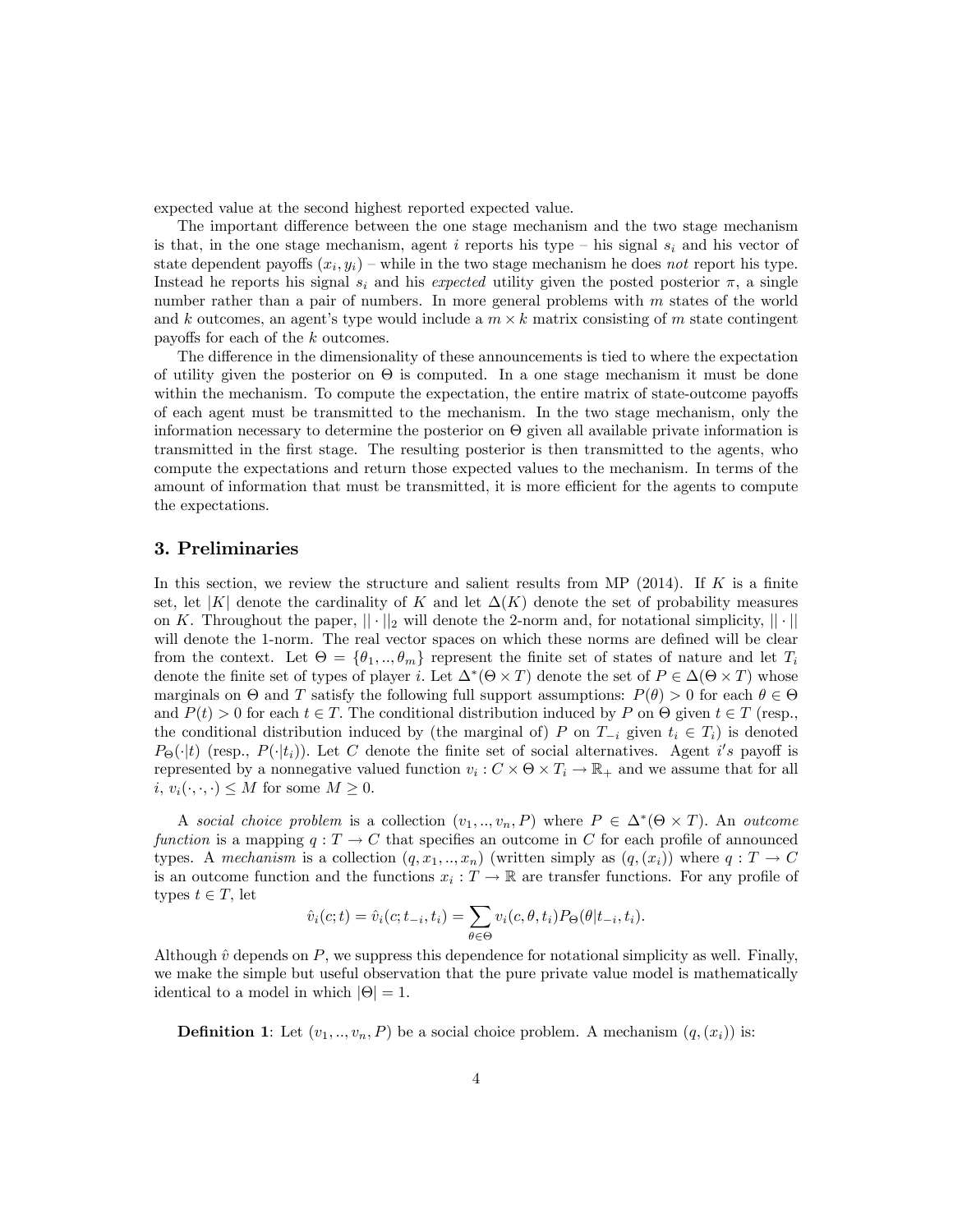expected value at the second highest reported expected value.

The important difference between the one stage mechanism and the two stage mechanism is that, in the one stage mechanism, agent $i$ reports his type – his signal $s_i$ and his vector of state dependent payoffs $(x_i, y_i)$ – while in the two stage mechanism he does *not* report his type. Instead he reports his signal $s_i$ and his *expected* utility given the posted posterior $\pi$, a single number rather than a pair of numbers. In more general problems with $m$ states of the world and $k$ outcomes, an agent's type would include a $m \times k$ matrix consisting of $m$ state contingent payoffs for each of the $k$ outcomes.

The difference in the dimensionality of these announcements is tied to where the expectation of utility given the posterior on $\Theta$ is computed. In a one stage mechanism it must be done within the mechanism. To compute the expectation, the entire matrix of state-outcome payoffs of each agent must be transmitted to the mechanism. In the two stage mechanism, only the information necessary to determine the posterior on $\Theta$ given all available private information is transmitted in the first stage. The resulting posterior is then transmitted to the agents, who compute the expectations and return those expected values to the mechanism. In terms of the amount of information that must be transmitted, it is more efficient for the agents to compute the expectations.

## 3. Preliminaries

In this section, we review the structure and salient results from MP (2014). If $K$ is a finite set, let $|K|$ denote the cardinality of $K$ and let $\Delta(K)$ denote the set of probability measures on $K$. Throughout the paper, $||\cdot||_2$ will denote the 2-norm and, for notational simplicity, $||\cdot||$ will denote the 1-norm. The real vector spaces on which these norms are defined will be clear from the context. Let $\Theta = \{\theta_1, .., \theta_m\}$ represent the finite set of states of nature and let $T_i$ denote the finite set of types of player $i$. Let $\Delta^*(\Theta \times T)$ denote the set of $P \in \Delta(\Theta \times T)$ whose marginals on $\Theta$ and $T$ satisfy the following full support assumptions: $P(\theta) > 0$ for each $\theta \in \Theta$ and $P(t) > 0$ for each $t \in T$. The conditional distribution induced by $P$ on $\Theta$ given $t \in T$ (resp., the conditional distribution induced by (the marginal of) $P$ on $T_{-i}$ given $t_i \in T_i$) is denoted $P_\Theta(\cdot|t)$ (resp., $P(\cdot|t_i)$). Let $C$ denote the finite set of social alternatives. Agent $i's$ payoff is represented by a nonnegative valued function $v_i : C \times \Theta \times T_i \to \mathbb{R}_+$ and we assume that for all $i$, $v_i(\cdot, \cdot, \cdot) \leq M$ for some $M \geq 0$.

A *social choice problem* is a collection $(v_1, .., v_n, P)$ where $P \in \Delta^*(\Theta \times T)$. An *outcome function* is a mapping $q : T \to C$ that specifies an outcome in $C$ for each profile of announced types. A *mechanism* is a collection $(q, x_1, .., x_n)$ (written simply as $(q, (x_i))$ where $q : T \to C$ is an outcome function and the functions $x_i : T \to \mathbb{R}$ are transfer functions. For any profile of types $t \in T$, let

$$\hat{v}_i(c; t) = \hat{v}_i(c; t_{-i}, t_i) = \sum_{\theta \in \Theta} v_i(c, \theta, t_i) P_\Theta(\theta | t_{-i}, t_i).$$

Although $\hat{v}$ depends on $P$, we suppress this dependence for notational simplicity as well. Finally, we make the simple but useful observation that the pure private value model is mathematically identical to a model in which $|\Theta| = 1$.

**Definition 1**: Let $(v_1, .., v_n, P)$ be a social choice problem. A mechanism $(q, (x_i))$ is: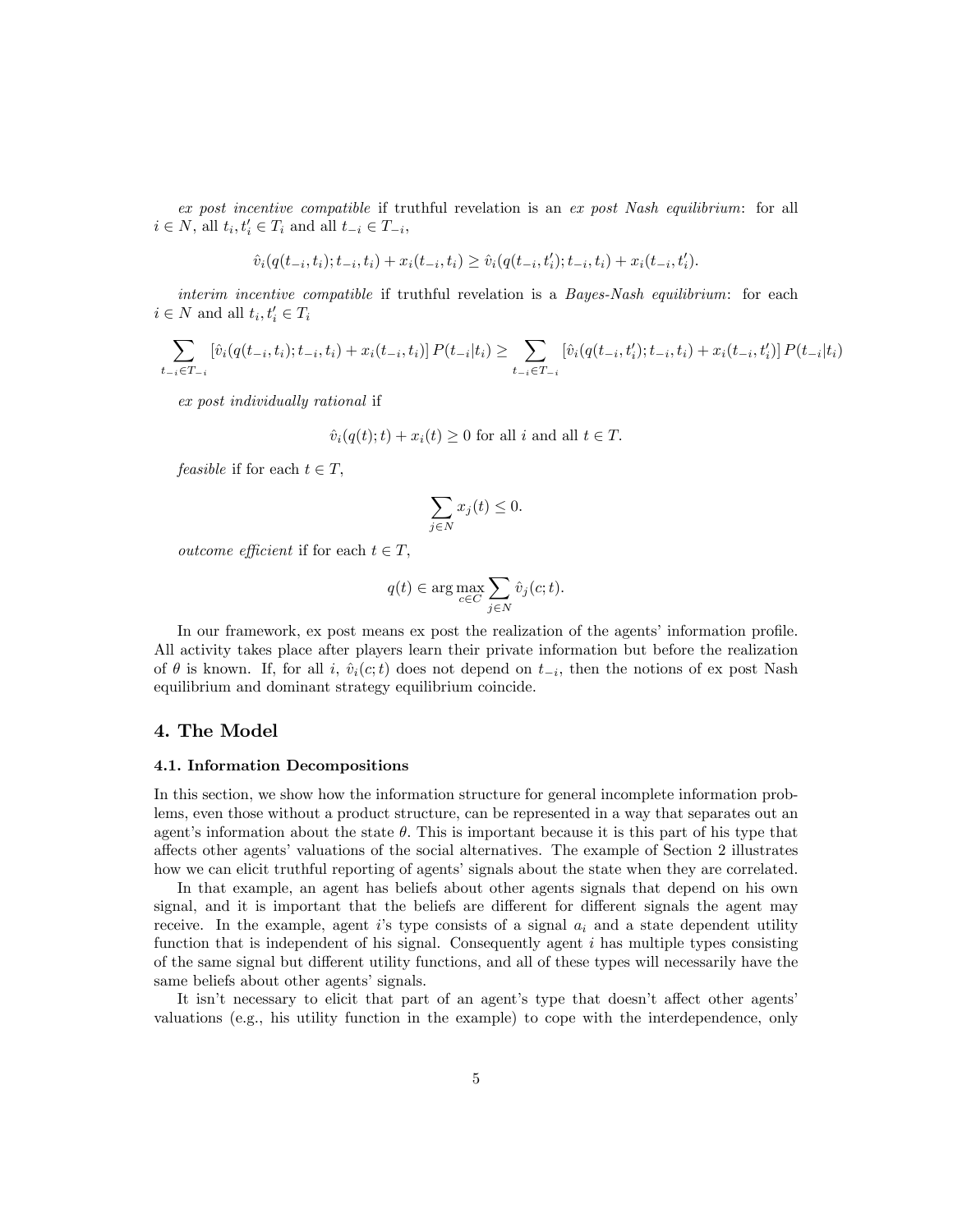*ex post incentive compatible* if truthful revelation is an *ex post Nash equilibrium*: for all $i \in N$, all $t_i, t_i' \in T_i$ and all $t_{-i} \in T_{-i}$,

$$\hat{v}_i(q(t_{-i}, t_i); t_{-i}, t_i) + x_i(t_{-i}, t_i) \geq \hat{v}_i(q(t_{-i}, t_i'); t_{-i}, t_i) + x_i(t_{-i}, t_i').$$

*interim incentive compatible* if truthful revelation is a *Bayes-Nash equilibrium*: for each $i \in N$ and all $t_i, t_i' \in T_i$

$$\sum_{t_{-i} \in T_{-i}} \left[\hat{v}_i(q(t_{-i}, t_i); t_{-i}, t_i) + x_i(t_{-i}, t_i)\right] P(t_{-i}|t_i) \geq \sum_{t_{-i} \in T_{-i}} \left[\hat{v}_i(q(t_{-i}, t_i'); t_{-i}, t_i) + x_i(t_{-i}, t_i')\right] P(t_{-i}|t_i)$$

*ex post individually rational* if

$$\hat{v}_i(q(t); t) + x_i(t) \geq 0 \text{ for all } i \text{ and all } t \in T.$$

*feasible* if for each $t \in T$,

$$\sum_{j \in N} x_j(t) \leq 0.$$

*outcome efficient* if for each $t \in T$,

$$q(t) \in \arg\max_{c \in C} \sum_{j \in N} \hat{v}_j(c; t).$$

In our framework, ex post means ex post the realization of the agents' information profile. All activity takes place after players learn their private information but before the realization of $\theta$ is known. If, for all $i$, $\hat{v}_i(c; t)$ does not depend on $t_{-i}$, then the notions of ex post Nash equilibrium and dominant strategy equilibrium coincide.

## 4. The Model

### 4.1. Information Decompositions

In this section, we show how the information structure for general incomplete information problems, even those without a product structure, can be represented in a way that separates out an agent's information about the state $\theta$. This is important because it is this part of his type that affects other agents' valuations of the social alternatives. The example of Section 2 illustrates how we can elicit truthful reporting of agents' signals about the state when they are correlated.

In that example, an agent has beliefs about other agents signals that depend on his own signal, and it is important that the beliefs are different for different signals the agent may receive. In the example, agent $i$'s type consists of a signal $a_i$ and a state dependent utility function that is independent of his signal. Consequently agent $i$ has multiple types consisting of the same signal but different utility functions, and all of these types will necessarily have the same beliefs about other agents' signals.

It isn't necessary to elicit that part of an agent's type that doesn't affect other agents' valuations (e.g., his utility function in the example) to cope with the interdependence, only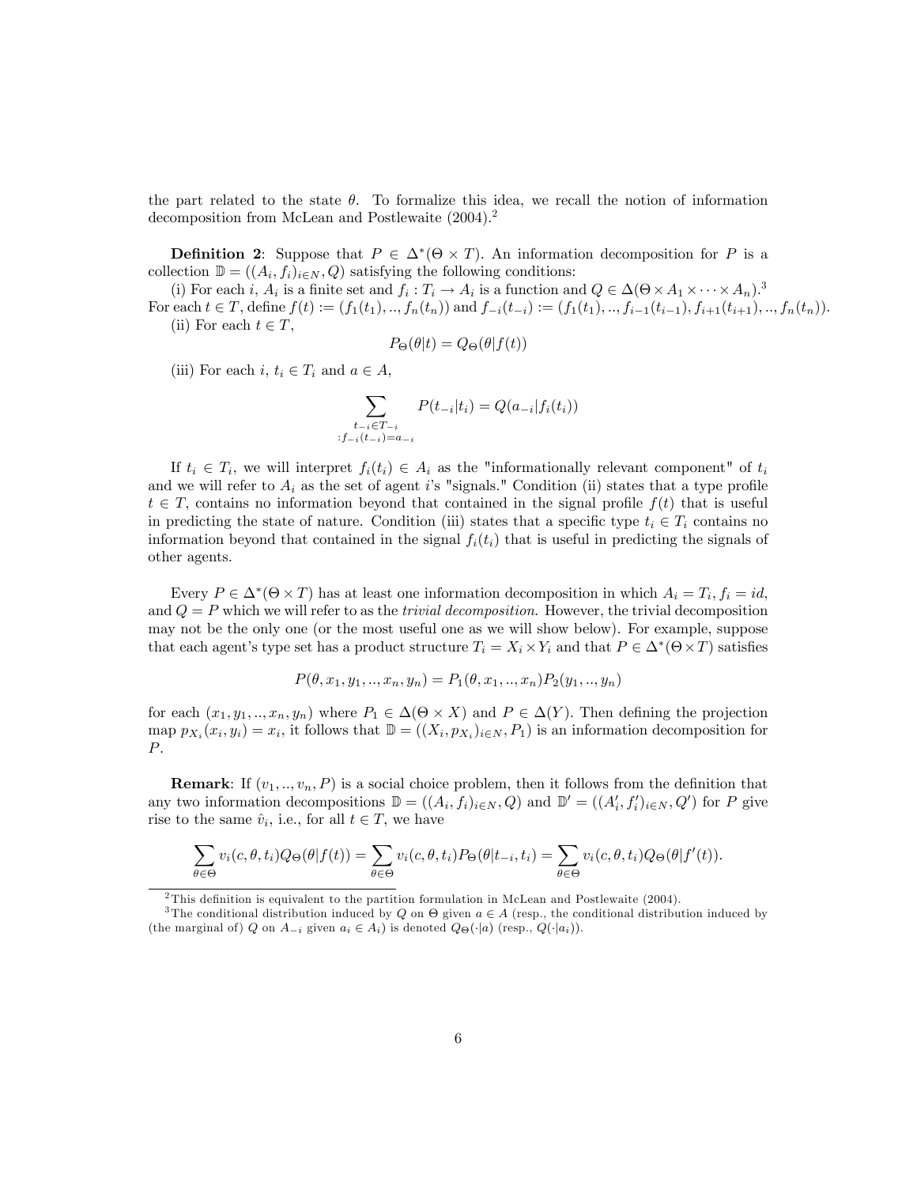the part related to the state $\theta$. To formalize this idea, we recall the notion of information decomposition from McLean and Postlewaite (2004).[2]

**Definition 2**: Suppose that $P \in \Delta^*(\Theta \times T)$. An information decomposition for $P$ is a collection $\mathbb{D} = ((A_i, f_i)_{i \in N}, Q)$ satisfying the following conditions:

(i) For each $i$, $A_i$ is a finite set and $f_i : T_i \to A_i$ is a function and $Q \in \Delta(\Theta \times A_1 \times \cdots \times A_n)$.[3] For each $t \in T$, define $f(t) := (f_1(t_1), .., f_n(t_n))$ and $f_{-i}(t_{-i}) := (f_1(t_1), .., f_{i-1}(t_{i-1}), f_{i+1}(t_{i+1}), .., f_n(t_n))$.

(ii) For each $t \in T$,

$$P_\Theta(\theta|t) = Q_\Theta(\theta|f(t))$$

(iii) For each $i$, $t_i \in T_i$ and $a \in A$,

$$\sum_{\substack{t_{-i} \in T_{-i} \\ : f_{-i}(t_{-i}) = a_{-i}}} P(t_{-i}|t_i) = Q(a_{-i}|f_i(t_i))$$

If $t_i \in T_i$, we will interpret $f_i(t_i) \in A_i$ as the "informationally relevant component" of $t_i$ and we will refer to $A_i$ as the set of agent $i$'s "signals." Condition (ii) states that a type profile $t \in T$, contains no information beyond that contained in the signal profile $f(t)$ that is useful in predicting the state of nature. Condition (iii) states that a specific type $t_i \in T_i$ contains no information beyond that contained in the signal $f_i(t_i)$ that is useful in predicting the signals of other agents.

Every $P \in \Delta^*(\Theta \times T)$ has at least one information decomposition in which $A_i = T_i, f_i = id$, and $Q = P$ which we will refer to as the *trivial decomposition*. However, the trivial decomposition may not be the only one (or the most useful one as we will show below). For example, suppose that each agent's type set has a product structure $T_i = X_i \times Y_i$ and that $P \in \Delta^*(\Theta \times T)$ satisfies

$$P(\theta, x_1, y_1, .., x_n, y_n) = P_1(\theta, x_1, .., x_n)P_2(y_1, .., y_n)$$

for each $(x_1, y_1, .., x_n, y_n)$ where $P_1 \in \Delta(\Theta \times X)$ and $P \in \Delta(Y)$. Then defining the projection map $p_{X_i}(x_i, y_i) = x_i$, it follows that $\mathbb{D} = ((X_i, p_{X_i})_{i \in N}, P_1)$ is an information decomposition for $P$.

**Remark**: If $(v_1, .., v_n, P)$ is a social choice problem, then it follows from the definition that any two information decompositions $\mathbb{D} = ((A_i, f_i)_{i \in N}, Q)$ and $\mathbb{D}' = ((A'_i, f'_i)_{i \in N}, Q')$ for $P$ give rise to the same $\hat{v}_i$, i.e., for all $t \in T$, we have

$$\sum_{\theta \in \Theta} v_i(c, \theta, t_i) Q_\Theta(\theta|f(t)) = \sum_{\theta \in \Theta} v_i(c, \theta, t_i) P_\Theta(\theta|t_{-i}, t_i) = \sum_{\theta \in \Theta} v_i(c, \theta, t_i) Q_\Theta(\theta|f'(t)).$$

---

[2] This definition is equivalent to the partition formulation in McLean and Postlewaite (2004).

[3] The conditional distribution induced by $Q$ on $\Theta$ given $a \in A$ (resp., the conditional distribution induced by (the marginal of) $Q$ on $A_{-i}$ given $a_i \in A_i$) is denoted $Q_\Theta(\cdot|a)$ (resp., $Q(\cdot|a_i)$).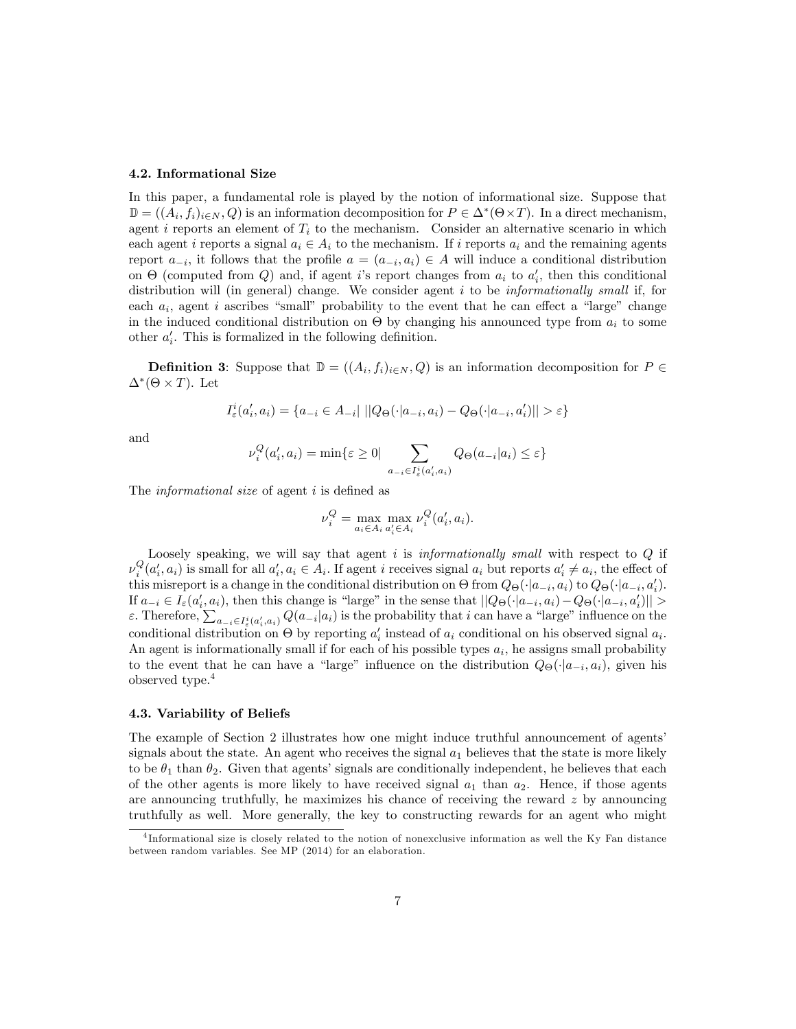### 4.2. Informational Size

In this paper, a fundamental role is played by the notion of informational size. Suppose that $\mathbb{D} = ((A_i, f_i)_{i\in N}, Q)$ is an information decomposition for $P \in \Delta^*(\Theta \times T)$. In a direct mechanism, agent $i$ reports an element of $T_i$ to the mechanism. Consider an alternative scenario in which each agent $i$ reports a signal $a_i \in A_i$ to the mechanism. If $i$ reports $a_i$ and the remaining agents report $a_{-i}$, it follows that the profile $a = (a_{-i}, a_i) \in A$ will induce a conditional distribution on $\Theta$ (computed from $Q$) and, if agent $i$'s report changes from $a_i$ to $a_i'$, then this conditional distribution will (in general) change. We consider agent $i$ to be *informationally small* if, for each $a_i$, agent $i$ ascribes "small" probability to the event that he can effect a "large" change in the induced conditional distribution on $\Theta$ by changing his announced type from $a_i$ to some other $a_i'$. This is formalized in the following definition.

**Definition 3**: Suppose that $\mathbb{D} = ((A_i, f_i)_{i\in N}, Q)$ is an information decomposition for $P \in \Delta^*(\Theta \times T)$. Let

$$I^i_\varepsilon(a_i', a_i) = \{a_{-i} \in A_{-i} | \; ||Q_\Theta(\cdot|a_{-i}, a_i) - Q_\Theta(\cdot|a_{-i}, a_i')|| > \varepsilon\}$$

and

$$\nu_i^Q(a_i', a_i) = \min\{\varepsilon \geq 0 | \sum_{a_{-i}\in I^i_\varepsilon(a_i', a_i)} Q_\Theta(a_{-i}|a_i) \leq \varepsilon\}$$

The *informational size* of agent $i$ is defined as

$$\nu_i^Q = \max_{a_i\in A_i} \max_{a_i'\in A_i} \nu_i^Q(a_i', a_i).$$

Loosely speaking, we will say that agent $i$ is *informationally small* with respect to $Q$ if $\nu_i^Q(a_i', a_i)$ is small for all $a_i', a_i \in A_i$. If agent $i$ receives signal $a_i$ but reports $a_i' \neq a_i$, the effect of this misreport is a change in the conditional distribution on $\Theta$ from $Q_\Theta(\cdot|a_{-i}, a_i)$ to $Q_\Theta(\cdot|a_{-i}, a_i')$. If $a_{-i} \in I_\varepsilon(a_i', a_i)$, then this change is "large" in the sense that $||Q_\Theta(\cdot|a_{-i}, a_i) - Q_\Theta(\cdot|a_{-i}, a_i')|| > \varepsilon$. Therefore, $\sum_{a_{-i}\in I^i_\varepsilon(a_i', a_i)} Q(a_{-i}|a_i)$ is the probability that $i$ can have a "large" influence on the conditional distribution on $\Theta$ by reporting $a_i'$ instead of $a_i$ conditional on his observed signal $a_i$. An agent is informationally small if for each of his possible types $a_i$, he assigns small probability to the event that he can have a "large" influence on the distribution $Q_\Theta(\cdot|a_{-i}, a_i)$, given his observed type.[4]

### 4.3. Variability of Beliefs

The example of Section 2 illustrates how one might induce truthful announcement of agents' signals about the state. An agent who receives the signal $a_1$ believes that the state is more likely to be $\theta_1$ than $\theta_2$. Given that agents' signals are conditionally independent, he believes that each of the other agents is more likely to have received signal $a_1$ than $a_2$. Hence, if those agents are announcing truthfully, he maximizes his chance of receiving the reward $z$ by announcing truthfully as well. More generally, the key to constructing rewards for an agent who might

[4] Informational size is closely related to the notion of nonexclusive information as well the Ky Fan distance between random variables. See MP (2014) for an elaboration.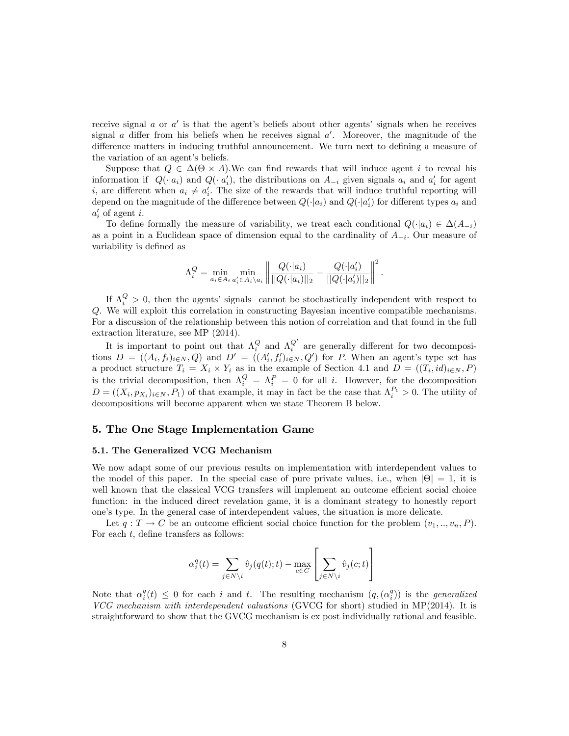receive signal $a$ or $a'$ is that the agent's beliefs about other agents' signals when he receives signal $a$ differ from his beliefs when he receives signal $a'$. Moreover, the magnitude of the difference matters in inducing truthful announcement. We turn next to defining a measure of the variation of an agent's beliefs.

Suppose that $Q \in \Delta(\Theta \times A)$.We can find rewards that will induce agent $i$ to reveal his information if $Q(\cdot|a_i)$ and $Q(\cdot|a_i')$, the distributions on $A_{-i}$ given signals $a_i$ and $a_i'$ for agent $i$, are different when $a_i \neq a_i'$. The size of the rewards that will induce truthful reporting will depend on the magnitude of the difference between $Q(\cdot|a_i)$ and $Q(\cdot|a_i')$ for different types $a_i$ and $a_i'$ of agent $i$.

To define formally the measure of variability, we treat each conditional $Q(\cdot|a_i) \in \Delta(A_{-i})$ as a point in a Euclidean space of dimension equal to the cardinality of $A_{-i}$. Our measure of variability is defined as

$$\Lambda_i^Q = \min_{a_i \in A_i} \min_{a_i' \in A_i \setminus a_i} \left\| \frac{Q(\cdot|a_i)}{||Q(\cdot|a_i)||_2} - \frac{Q(\cdot|a_i')}{||Q(\cdot|a_i')||_2} \right\|^2 .$$

If $\Lambda_i^Q > 0$, then the agents' signals cannot be stochastically independent with respect to $Q$. We will exploit this correlation in constructing Bayesian incentive compatible mechanisms. For a discussion of the relationship between this notion of correlation and that found in the full extraction literature, see MP (2014).

It is important to point out that $\Lambda_i^Q$ and $\Lambda_i^{Q'}$ are generally different for two decompositions $D = ((A_i, f_i)_{i \in N}, Q)$ and $D' = ((A_i', f_i')_{i \in N}, Q')$ for $P$. When an agent's type set has a product structure $T_i = X_i \times Y_i$ as in the example of Section 4.1 and $D = ((T_i, id)_{i \in N}, P)$ is the trivial decomposition, then $\Lambda_i^Q = \Lambda_i^P = 0$ for all $i$. However, for the decomposition $D = ((X_i, p_{X_i})_{i \in N}, P_1)$ of that example, it may in fact be the case that $\Lambda_i^{P_1} > 0$. The utility of decompositions will become apparent when we state Theorem B below.

## 5. The One Stage Implementation Game

### 5.1. The Generalized VCG Mechanism

We now adapt some of our previous results on implementation with interdependent values to the model of this paper. In the special case of pure private values, i.e., when $|\Theta| = 1$, it is well known that the classical VCG transfers will implement an outcome efficient social choice function: in the induced direct revelation game, it is a dominant strategy to honestly report one's type. In the general case of interdependent values, the situation is more delicate.

Let $q : T \to C$ be an outcome efficient social choice function for the problem $(v_1, .., v_n, P)$. For each $t$, define transfers as follows:

$$\alpha_i^q(t) = \sum_{j \in N \setminus i} \hat{v}_j(q(t); t) - \max_{c \in C} \left[ \sum_{j \in N \setminus i} \hat{v}_j(c; t) \right]$$

Note that $\alpha_i^q(t) \leq 0$ for each $i$ and $t$. The resulting mechanism $(q, (\alpha_i^q))$ is the *generalized VCG mechanism with interdependent valuations* (GVCG for short) studied in MP(2014). It is straightforward to show that the GVCG mechanism is ex post individually rational and feasible.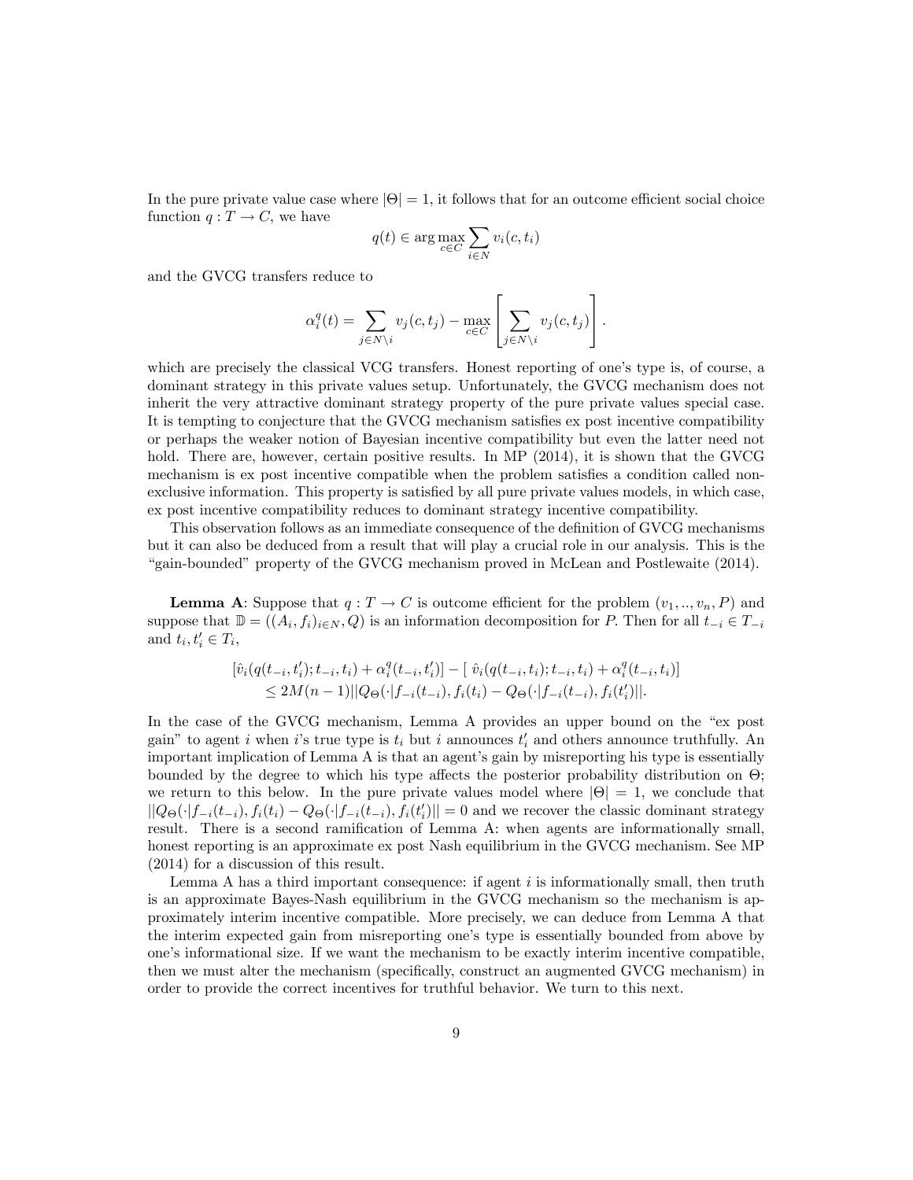In the pure private value case where $|\Theta| = 1$, it follows that for an outcome efficient social choice function $q : T \to C$, we have

$$q(t) \in \arg\max_{c \in C} \sum_{i \in N} v_i(c, t_i)$$

and the GVCG transfers reduce to

$$\alpha_i^q(t) = \sum_{j \in N \setminus i} v_j(c, t_j) - \max_{c \in C} \left[ \sum_{j \in N \setminus i} v_j(c, t_j) \right].$$

which are precisely the classical VCG transfers. Honest reporting of one's type is, of course, a dominant strategy in this private values setup. Unfortunately, the GVCG mechanism does not inherit the very attractive dominant strategy property of the pure private values special case. It is tempting to conjecture that the GVCG mechanism satisfies ex post incentive compatibility or perhaps the weaker notion of Bayesian incentive compatibility but even the latter need not hold. There are, however, certain positive results. In MP (2014), it is shown that the GVCG mechanism is ex post incentive compatible when the problem satisfies a condition called non-exclusive information. This property is satisfied by all pure private values models, in which case, ex post incentive compatibility reduces to dominant strategy incentive compatibility.

This observation follows as an immediate consequence of the definition of GVCG mechanisms but it can also be deduced from a result that will play a crucial role in our analysis. This is the "gain-bounded" property of the GVCG mechanism proved in McLean and Postlewaite (2014).

**Lemma A**: Suppose that $q : T \to C$ is outcome efficient for the problem $(v_1, .., v_n, P)$ and suppose that $\mathbb{D} = ((A_i, f_i)_{i \in N}, Q)$ is an information decomposition for $P$. Then for all $t_{-i} \in T_{-i}$ and $t_i, t_i' \in T_i$,

$$\begin{aligned}
&[\hat{v}_i(q(t_{-i}, t_i'); t_{-i}, t_i) + \alpha_i^q(t_{-i}, t_i')] - [\ \hat{v}_i(q(t_{-i}, t_i); t_{-i}, t_i) + \alpha_i^q(t_{-i}, t_i)] \\
&\quad \leq 2M(n-1) ||Q_\Theta(\cdot | f_{-i}(t_{-i}), f_i(t_i) - Q_\Theta(\cdot | f_{-i}(t_{-i}), f_i(t_i')||.
\end{aligned}$$

In the case of the GVCG mechanism, Lemma A provides an upper bound on the "ex post gain" to agent $i$ when $i$'s true type is $t_i$ but $i$ announces $t_i'$ and others announce truthfully. An important implication of Lemma A is that an agent's gain by misreporting his type is essentially bounded by the degree to which his type affects the posterior probability distribution on $\Theta$; we return to this below. In the pure private values model where $|\Theta| = 1$, we conclude that $||Q_\Theta(\cdot | f_{-i}(t_{-i}), f_i(t_i) - Q_\Theta(\cdot | f_{-i}(t_{-i}), f_i(t_i')|| = 0$ and we recover the classic dominant strategy result. There is a second ramification of Lemma A: when agents are informationally small, honest reporting is an approximate ex post Nash equilibrium in the GVCG mechanism. See MP (2014) for a discussion of this result.

Lemma A has a third important consequence: if agent $i$ is informationally small, then truth is an approximate Bayes-Nash equilibrium in the GVCG mechanism so the mechanism is approximately interim incentive compatible. More precisely, we can deduce from Lemma A that the interim expected gain from misreporting one's type is essentially bounded from above by one's informational size. If we want the mechanism to be exactly interim incentive compatible, then we must alter the mechanism (specifically, construct an augmented GVCG mechanism) in order to provide the correct incentives for truthful behavior. We turn to this next.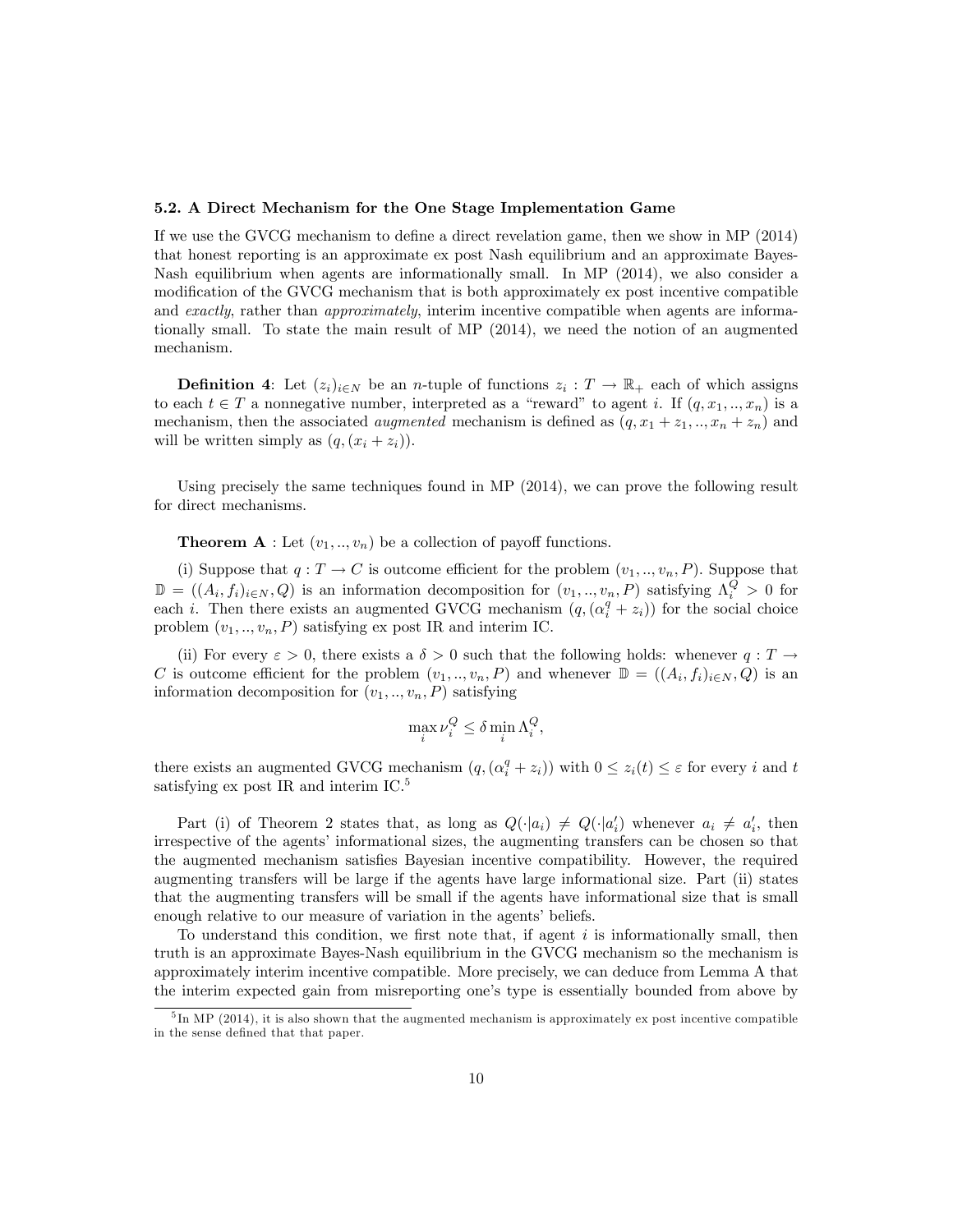### 5.2. A Direct Mechanism for the One Stage Implementation Game

If we use the GVCG mechanism to define a direct revelation game, then we show in MP (2014) that honest reporting is an approximate ex post Nash equilibrium and an approximate Bayes-Nash equilibrium when agents are informationally small. In MP (2014), we also consider a modification of the GVCG mechanism that is both approximately ex post incentive compatible and *exactly*, rather than *approximately*, interim incentive compatible when agents are informationally small. To state the main result of MP (2014), we need the notion of an augmented mechanism.

**Definition 4**: Let $(z_i)_{i \in N}$ be an $n$-tuple of functions $z_i : T \to \mathbb{R}_+$ each of which assigns to each $t \in T$ a nonnegative number, interpreted as a "reward" to agent $i$. If $(q, x_1, .., x_n)$ is a mechanism, then the associated *augmented* mechanism is defined as $(q, x_1 + z_1, .., x_n + z_n)$ and will be written simply as $(q, (x_i + z_i))$.

Using precisely the same techniques found in MP (2014), we can prove the following result for direct mechanisms.

**Theorem A** : Let $(v_1, .., v_n)$ be a collection of payoff functions.

(i) Suppose that $q : T \to C$ is outcome efficient for the problem $(v_1, .., v_n, P)$. Suppose that $\mathbb{D} = ((A_i, f_i)_{i \in N}, Q)$ is an information decomposition for $(v_1, .., v_n, P)$ satisfying $\Lambda_i^Q > 0$ for each $i$. Then there exists an augmented GVCG mechanism $(q, (\alpha_i^q + z_i))$ for the social choice problem $(v_1, .., v_n, P)$ satisfying ex post IR and interim IC.

(ii) For every $\varepsilon > 0$, there exists a $\delta > 0$ such that the following holds: whenever $q : T \to C$ is outcome efficient for the problem $(v_1, .., v_n, P)$ and whenever $\mathbb{D} = ((A_i, f_i)_{i \in N}, Q)$ is an information decomposition for $(v_1, .., v_n, P)$ satisfying

$$\max_i \nu_i^Q \leq \delta \min_i \Lambda_i^Q,$$

there exists an augmented GVCG mechanism $(q, (\alpha_i^q + z_i))$ with $0 \leq z_i(t) \leq \varepsilon$ for every $i$ and $t$ satisfying ex post IR and interim IC.[5]

Part (i) of Theorem 2 states that, as long as $Q(\cdot|a_i) \neq Q(\cdot|a_i')$ whenever $a_i \neq a_i'$, then irrespective of the agents' informational sizes, the augmenting transfers can be chosen so that the augmented mechanism satisfies Bayesian incentive compatibility. However, the required augmenting transfers will be large if the agents have large informational size. Part (ii) states that the augmenting transfers will be small if the agents have informational size that is small enough relative to our measure of variation in the agents' beliefs.

To understand this condition, we first note that, if agent $i$ is informationally small, then truth is an approximate Bayes-Nash equilibrium in the GVCG mechanism so the mechanism is approximately interim incentive compatible. More precisely, we can deduce from Lemma A that the interim expected gain from misreporting one's type is essentially bounded from above by

[5] In MP (2014), it is also shown that the augmented mechanism is approximately ex post incentive compatible in the sense defined that that paper.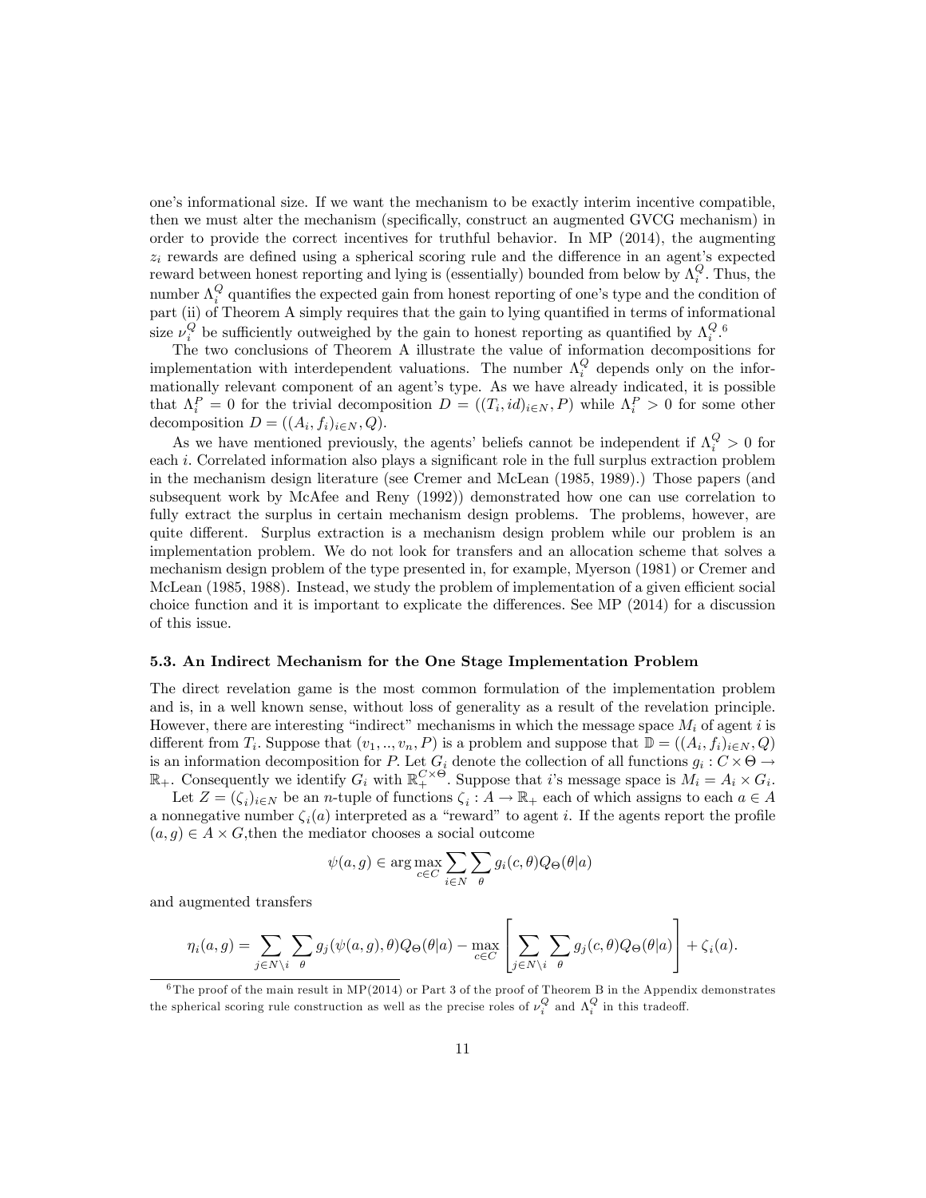one's informational size. If we want the mechanism to be exactly interim incentive compatible, then we must alter the mechanism (specifically, construct an augmented GVCG mechanism) in order to provide the correct incentives for truthful behavior. In MP (2014), the augmenting $z_i$ rewards are defined using a spherical scoring rule and the difference in an agent's expected reward between honest reporting and lying is (essentially) bounded from below by $\Lambda_i^Q$. Thus, the number $\Lambda_i^Q$ quantifies the expected gain from honest reporting of one's type and the condition of part (ii) of Theorem A simply requires that the gain to lying quantified in terms of informational size $\nu_i^Q$ be sufficiently outweighed by the gain to honest reporting as quantified by $\Lambda_i^Q$.[6]

The two conclusions of Theorem A illustrate the value of information decompositions for implementation with interdependent valuations. The number $\Lambda_i^Q$ depends only on the informationally relevant component of an agent's type. As we have already indicated, it is possible that $\Lambda_i^P = 0$ for the trivial decomposition $D = ((T_i, id)_{i\in N}, P)$ while $\Lambda_i^P > 0$ for some other decomposition $D = ((A_i, f_i)_{i\in N}, Q)$.

As we have mentioned previously, the agents' beliefs cannot be independent if $\Lambda_i^Q > 0$ for each $i$. Correlated information also plays a significant role in the full surplus extraction problem in the mechanism design literature (see Cremer and McLean (1985, 1989).) Those papers (and subsequent work by McAfee and Reny (1992)) demonstrated how one can use correlation to fully extract the surplus in certain mechanism design problems. The problems, however, are quite different. Surplus extraction is a mechanism design problem while our problem is an implementation problem. We do not look for transfers and an allocation scheme that solves a mechanism design problem of the type presented in, for example, Myerson (1981) or Cremer and McLean (1985, 1988). Instead, we study the problem of implementation of a given efficient social choice function and it is important to explicate the differences. See MP (2014) for a discussion of this issue.

### 5.3. An Indirect Mechanism for the One Stage Implementation Problem

The direct revelation game is the most common formulation of the implementation problem and is, in a well known sense, without loss of generality as a result of the revelation principle. However, there are interesting "indirect" mechanisms in which the message space $M_i$ of agent $i$ is different from $T_i$. Suppose that $(v_1, .., v_n, P)$ is a problem and suppose that $\mathbb{D} = ((A_i, f_i)_{i\in N}, Q)$ is an information decomposition for $P$. Let $G_i$ denote the collection of all functions $g_i : C \times \Theta \to \mathbb{R}_+$. Consequently we identify $G_i$ with $\mathbb{R}_+^{C\times\Theta}$. Suppose that $i$'s message space is $M_i = A_i \times G_i$.

Let $Z = (\zeta_i)_{i\in N}$ be an $n$-tuple of functions $\zeta_i : A \to \mathbb{R}_+$ each of which assigns to each $a \in A$ a nonnegative number $\zeta_i(a)$ interpreted as a "reward" to agent $i$. If the agents report the profile $(a, g) \in A \times G$,then the mediator chooses a social outcome

$$\psi(a, g) \in \arg\max_{c\in C} \sum_{i\in N} \sum_{\theta} g_i(c, \theta) Q_\Theta(\theta|a)$$

and augmented transfers

$$\eta_i(a, g) = \sum_{j\in N\setminus i} \sum_{\theta} g_j(\psi(a, g), \theta) Q_\Theta(\theta|a) - \max_{c\in C} \left[ \sum_{j\in N\setminus i} \sum_{\theta} g_j(c, \theta) Q_\Theta(\theta|a) \right] + \zeta_i(a).$$

[6] The proof of the main result in MP(2014) or Part 3 of the proof of Theorem B in the Appendix demonstrates the spherical scoring rule construction as well as the precise roles of $\nu_i^Q$ and $\Lambda_i^Q$ in this tradeoff.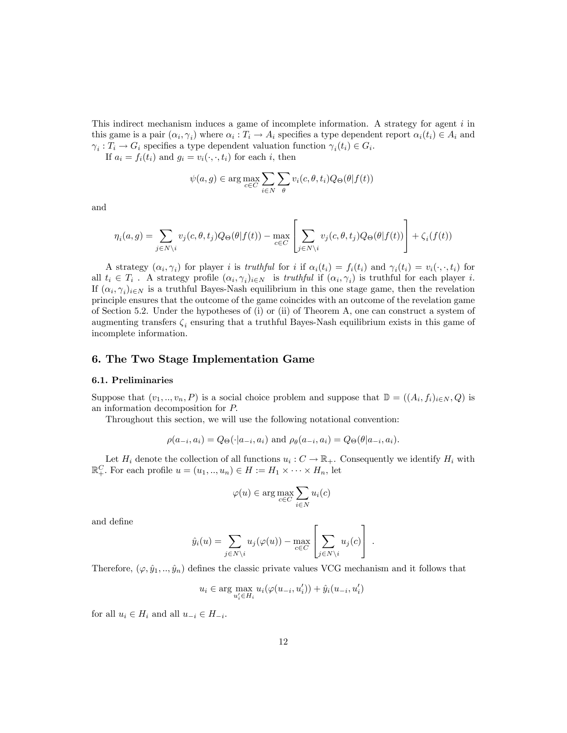This indirect mechanism induces a game of incomplete information. A strategy for agent $i$ in this game is a pair $(\alpha_i, \gamma_i)$ where $\alpha_i : T_i \to A_i$ specifies a type dependent report $\alpha_i(t_i) \in A_i$ and $\gamma_i : T_i \to G_i$ specifies a type dependent valuation function $\gamma_i(t_i) \in G_i$.

If $a_i = f_i(t_i)$ and $g_i = v_i(\cdot, \cdot, t_i)$ for each $i$, then

$$\psi(a, g) \in \arg\max_{c \in C} \sum_{i \in N} \sum_{\theta} v_i(c, \theta, t_i) Q_\Theta(\theta | f(t))$$

and

$$\eta_i(a, g) = \sum_{j \in N \setminus i} v_j(c, \theta, t_j) Q_\Theta(\theta | f(t)) - \max_{c \in C} \left[ \sum_{j \in N \setminus i} v_j(c, \theta, t_j) Q_\Theta(\theta | f(t)) \right] + \zeta_i(f(t))$$

A strategy $(\alpha_i, \gamma_i)$ for player $i$ is *truthful* for $i$ if $\alpha_i(t_i) = f_i(t_i)$ and $\gamma_i(t_i) = v_i(\cdot, \cdot, t_i)$ for all $t_i \in T_i$ . A strategy profile $(\alpha_i, \gamma_i)_{i \in N}$ is *truthful* if $(\alpha_i, \gamma_i)$ is truthful for each player $i$. If $(\alpha_i, \gamma_i)_{i \in N}$ is a truthful Bayes-Nash equilibrium in this one stage game, then the revelation principle ensures that the outcome of the game coincides with an outcome of the revelation game of Section 5.2. Under the hypotheses of (i) or (ii) of Theorem A, one can construct a system of augmenting transfers $\zeta_i$ ensuring that a truthful Bayes-Nash equilibrium exists in this game of incomplete information.

## 6. The Two Stage Implementation Game

### 6.1. Preliminaries

Suppose that $(v_1, .., v_n, P)$ is a social choice problem and suppose that $\mathbb{D} = ((A_i, f_i)_{i \in N}, Q)$ is an information decomposition for $P$.

Throughout this section, we will use the following notational convention:

$$\rho(a_{-i}, a_i) = Q_\Theta(\cdot | a_{-i}, a_i) \text{ and } \rho_\theta(a_{-i}, a_i) = Q_\Theta(\theta | a_{-i}, a_i).$$

Let $H_i$ denote the collection of all functions $u_i : C \to \mathbb{R}_+$. Consequently we identify $H_i$ with $\mathbb{R}^C_+$. For each profile $u = (u_1, .., u_n) \in H := H_1 \times \cdots \times H_n$, let

$$\varphi(u) \in \arg\max_{c \in C} \sum_{i \in N} u_i(c)$$

and define

$$\hat{y}_i(u) = \sum_{j \in N \setminus i} u_j(\varphi(u)) - \max_{c \in C} \left[ \sum_{j \in N \setminus i} u_j(c) \right] .$$

Therefore, $(\varphi, \hat{y}_1, .., \hat{y}_n)$ defines the classic private values VCG mechanism and it follows that

$$u_i \in \arg\max_{u_i' \in H_i} u_i(\varphi(u_{-i}, u_i')) + \hat{y}_i(u_{-i}, u_i')$$

for all $u_i \in H_i$ and all $u_{-i} \in H_{-i}$.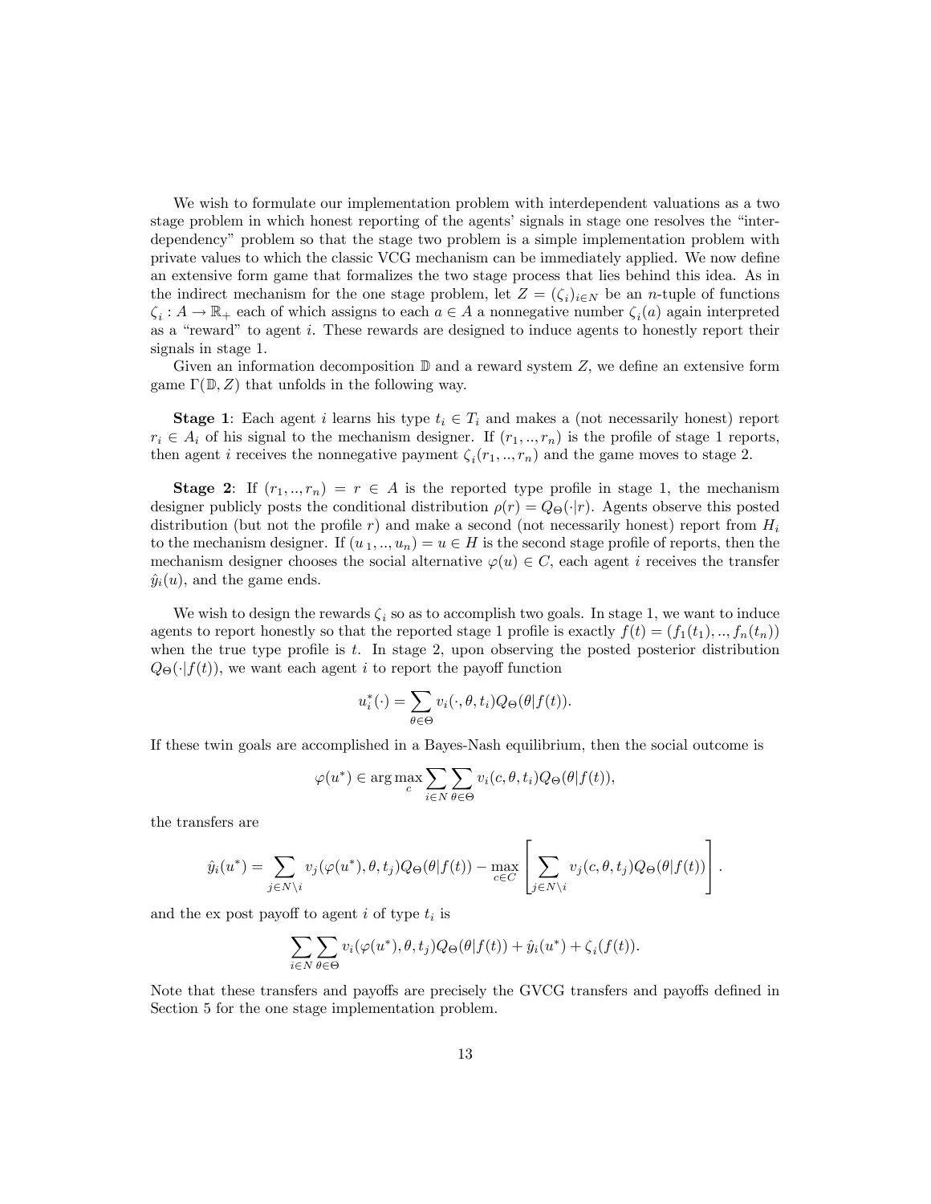We wish to formulate our implementation problem with interdependent valuations as a two stage problem in which honest reporting of the agents' signals in stage one resolves the "interdependency" problem so that the stage two problem is a simple implementation problem with private values to which the classic VCG mechanism can be immediately applied. We now define an extensive form game that formalizes the two stage process that lies behind this idea. As in the indirect mechanism for the one stage problem, let $Z = (\zeta_i)_{i \in N}$ be an $n$-tuple of functions $\zeta_i : A \to \mathbb{R}_+$ each of which assigns to each $a \in A$ a nonnegative number $\zeta_i(a)$ again interpreted as a "reward" to agent $i$. These rewards are designed to induce agents to honestly report their signals in stage 1.

Given an information decomposition $\mathbb{D}$ and a reward system $Z$, we define an extensive form game $\Gamma(\mathbb{D}, Z)$ that unfolds in the following way.

**Stage 1**: Each agent $i$ learns his type $t_i \in T_i$ and makes a (not necessarily honest) report $r_i \in A_i$ of his signal to the mechanism designer. If $(r_1, .., r_n)$ is the profile of stage 1 reports, then agent $i$ receives the nonnegative payment $\zeta_i(r_1, .., r_n)$ and the game moves to stage 2.

**Stage 2**: If $(r_1, .., r_n) = r \in A$ is the reported type profile in stage 1, the mechanism designer publicly posts the conditional distribution $\rho(r) = Q_\Theta(\cdot|r)$. Agents observe this posted distribution (but not the profile $r$) and make a second (not necessarily honest) report from $H_i$ to the mechanism designer. If $(u_1, .., u_n) = u \in H$ is the second stage profile of reports, then the mechanism designer chooses the social alternative $\varphi(u) \in C$, each agent $i$ receives the transfer $\hat{y}_i(u)$, and the game ends.

We wish to design the rewards $\zeta_i$ so as to accomplish two goals. In stage 1, we want to induce agents to report honestly so that the reported stage 1 profile is exactly $f(t) = (f_1(t_1), .., f_n(t_n))$ when the true type profile is $t$. In stage 2, upon observing the posted posterior distribution $Q_\Theta(\cdot|f(t))$, we want each agent $i$ to report the payoff function

$$u_i^*(\cdot) = \sum_{\theta \in \Theta} v_i(\cdot, \theta, t_i) Q_\Theta(\theta|f(t)).$$

If these twin goals are accomplished in a Bayes-Nash equilibrium, then the social outcome is

$$\varphi(u^*) \in \arg\max_c \sum_{i \in N} \sum_{\theta \in \Theta} v_i(c, \theta, t_i) Q_\Theta(\theta|f(t)),$$

the transfers are

$$\hat{y}_i(u^*) = \sum_{j \in N \setminus i} v_j(\varphi(u^*), \theta, t_j) Q_\Theta(\theta|f(t)) - \max_{c \in C} \left[ \sum_{j \in N \setminus i} v_j(c, \theta, t_j) Q_\Theta(\theta|f(t)) \right].$$

and the ex post payoff to agent $i$ of type $t_i$ is

$$\sum_{i \in N} \sum_{\theta \in \Theta} v_i(\varphi(u^*), \theta, t_j) Q_\Theta(\theta|f(t)) + \hat{y}_i(u^*) + \zeta_i(f(t)).$$

Note that these transfers and payoffs are precisely the GVCG transfers and payoffs defined in Section 5 for the one stage implementation problem.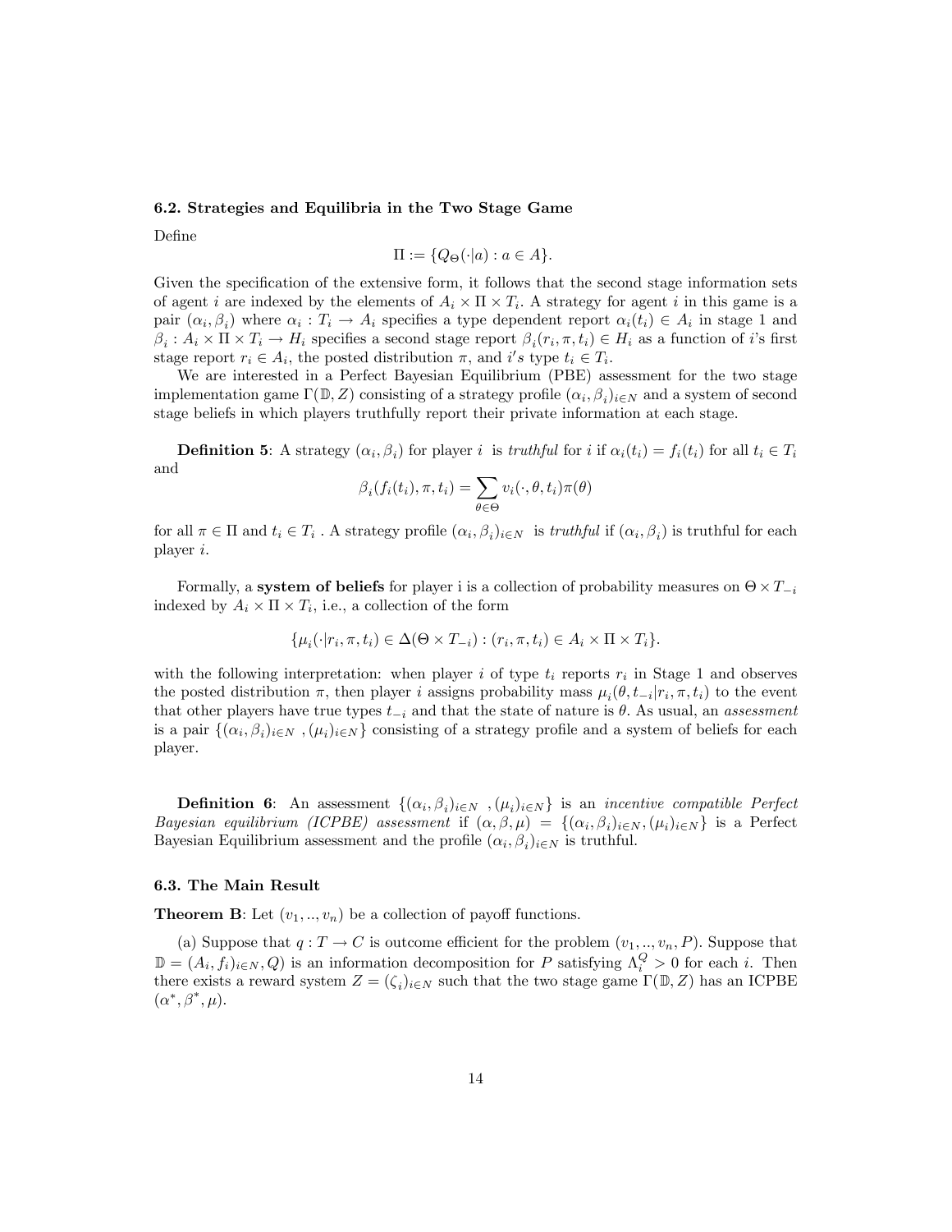### 6.2. Strategies and Equilibria in the Two Stage Game

Define

$$\Pi := \{Q_\Theta(\cdot|a) : a \in A\}.$$

Given the specification of the extensive form, it follows that the second stage information sets of agent $i$ are indexed by the elements of $A_i \times \Pi \times T_i$. A strategy for agent $i$ in this game is a pair $(\alpha_i, \beta_i)$ where $\alpha_i : T_i \to A_i$ specifies a type dependent report $\alpha_i(t_i) \in A_i$ in stage 1 and $\beta_i : A_i \times \Pi \times T_i \to H_i$ specifies a second stage report $\beta_i(r_i, \pi, t_i) \in H_i$ as a function of $i$'s first stage report $r_i \in A_i$, the posted distribution $\pi$, and $i's$ type $t_i \in T_i$.

We are interested in a Perfect Bayesian Equilibrium (PBE) assessment for the two stage implementation game $\Gamma(\mathbb{D}, Z)$ consisting of a strategy profile $(\alpha_i, \beta_i)_{i\in N}$ and a system of second stage beliefs in which players truthfully report their private information at each stage.

**Definition 5**: A strategy $(\alpha_i, \beta_i)$ for player $i$ is *truthful* for $i$ if $\alpha_i(t_i) = f_i(t_i)$ for all $t_i \in T_i$ and

$$\beta_i(f_i(t_i), \pi, t_i) = \sum_{\theta\in\Theta} v_i(\cdot, \theta, t_i)\pi(\theta)$$

for all $\pi \in \Pi$ and $t_i \in T_i$ . A strategy profile $(\alpha_i, \beta_i)_{i\in N}$ is *truthful* if $(\alpha_i, \beta_i)$ is truthful for each player $i$.

Formally, a **system of beliefs** for player i is a collection of probability measures on $\Theta \times T_{-i}$ indexed by $A_i \times \Pi \times T_i$, i.e., a collection of the form

$$\{\mu_i(\cdot|r_i, \pi, t_i) \in \Delta(\Theta \times T_{-i}) : (r_i, \pi, t_i) \in A_i \times \Pi \times T_i\}.$$

with the following interpretation: when player $i$ of type $t_i$ reports $r_i$ in Stage 1 and observes the posted distribution $\pi$, then player $i$ assigns probability mass $\mu_i(\theta, t_{-i}|r_i, \pi, t_i)$ to the event that other players have true types $t_{-i}$ and that the state of nature is $\theta$. As usual, an *assessment* is a pair $\{(\alpha_i, \beta_i)_{i\in N} , (\mu_i)_{i\in N}\}$ consisting of a strategy profile and a system of beliefs for each player.

**Definition 6**: An assessment $\{(\alpha_i, \beta_i)_{i\in N} , (\mu_i)_{i\in N}\}$ is an *incentive compatible Perfect Bayesian equilibrium (ICPBE) assessment* if $(\alpha, \beta, \mu) = \{(\alpha_i, \beta_i)_{i\in N}, (\mu_i)_{i\in N}\}$ is a Perfect Bayesian Equilibrium assessment and the profile $(\alpha_i, \beta_i)_{i\in N}$ is truthful.

### 6.3. The Main Result

**Theorem B**: Let $(v_1, .., v_n)$ be a collection of payoff functions.

(a) Suppose that $q : T \to C$ is outcome efficient for the problem $(v_1, .., v_n, P)$. Suppose that $\mathbb{D} = (A_i, f_i)_{i\in N}, Q)$ is an information decomposition for $P$ satisfying $\Lambda_i^Q > 0$ for each $i$. Then there exists a reward system $Z = (\zeta_i)_{i\in N}$ such that the two stage game $\Gamma(\mathbb{D}, Z)$ has an ICPBE $(\alpha^*, \beta^*, \mu)$.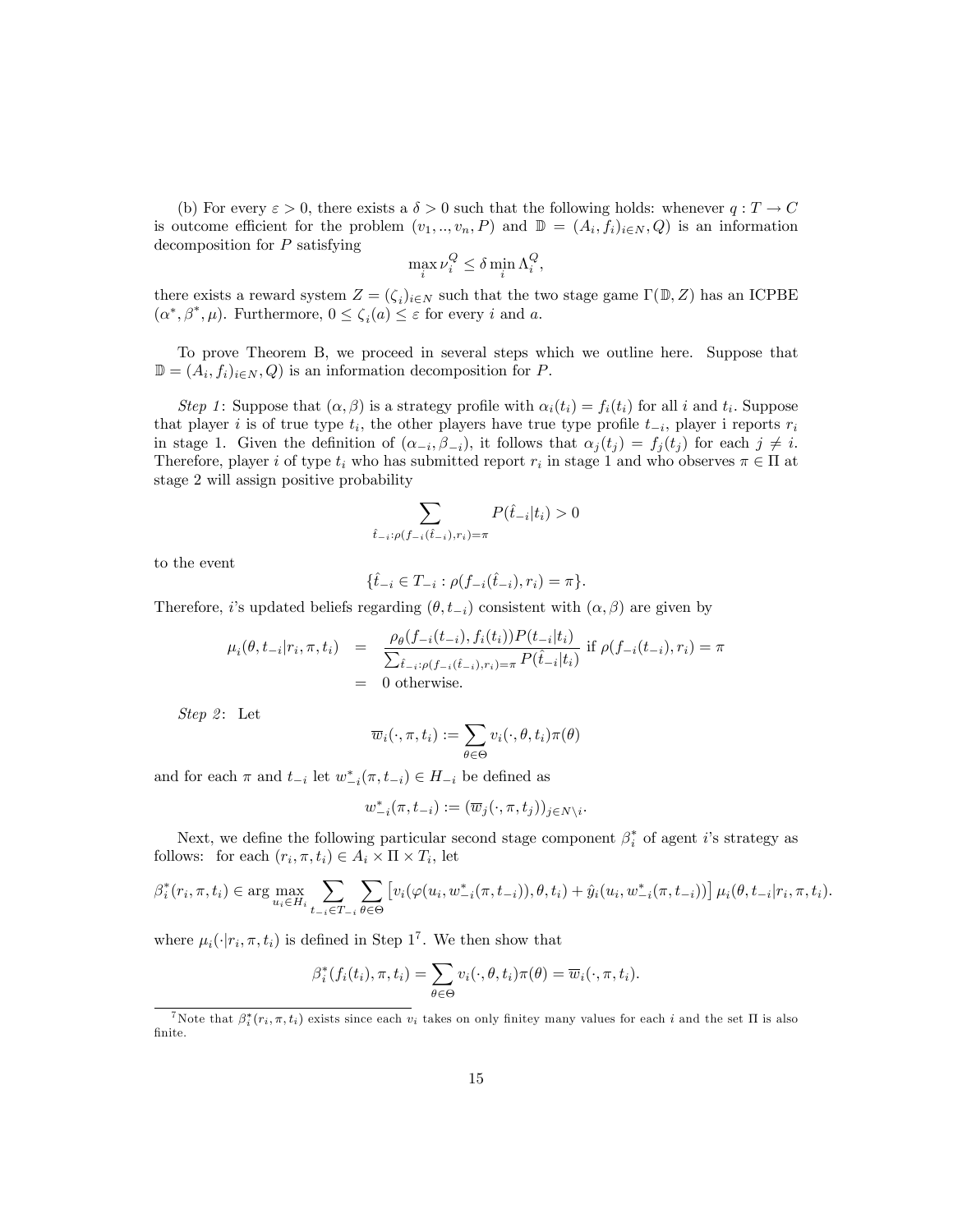(b) For every $\varepsilon > 0$, there exists a $\delta > 0$ such that the following holds: whenever $q : T \to C$ is outcome efficient for the problem $(v_1, .., v_n, P)$ and $\mathbb{D} = (A_i, f_i)_{i \in N}, Q)$ is an information decomposition for $P$ satisfying

$$\max_i \nu_i^Q \leq \delta \min_i \Lambda_i^Q,$$

there exists a reward system $Z = (\zeta_i)_{i \in N}$ such that the two stage game $\Gamma(\mathbb{D}, Z)$ has an ICPBE $(\alpha^*, \beta^*, \mu)$. Furthermore, $0 \leq \zeta_i(a) \leq \varepsilon$ for every $i$ and $a$.

To prove Theorem B, we proceed in several steps which we outline here. Suppose that $\mathbb{D} = (A_i, f_i)_{i \in N}, Q)$ is an information decomposition for $P$.

*Step 1*: Suppose that $(\alpha, \beta)$ is a strategy profile with $\alpha_i(t_i) = f_i(t_i)$ for all $i$ and $t_i$. Suppose that player $i$ is of true type $t_i$, the other players have true type profile $t_{-i}$, player i reports $r_i$ in stage 1. Given the definition of $(\alpha_{-i}, \beta_{-i})$, it follows that $\alpha_j(t_j) = f_j(t_j)$ for each $j \neq i$. Therefore, player $i$ of type $t_i$ who has submitted report $r_i$ in stage 1 and who observes $\pi \in \Pi$ at stage 2 will assign positive probability

$$\sum_{\hat{t}_{-i}: \rho(f_{-i}(\hat{t}_{-i}), r_i) = \pi} P(\hat{t}_{-i}|t_i) > 0$$

to the event

$$\{\hat{t}_{-i} \in T_{-i} : \rho(f_{-i}(\hat{t}_{-i}), r_i) = \pi\}.$$

Therefore, $i$'s updated beliefs regarding $(\theta, t_{-i})$ consistent with $(\alpha, \beta)$ are given by

$$\begin{aligned}
\mu_i(\theta, t_{-i}|r_i, \pi, t_i) &= \frac{\rho_\theta(f_{-i}(t_{-i}), f_i(t_i)) P(t_{-i}|t_i)}{\sum_{\hat{t}_{-i}: \rho(f_{-i}(\hat{t}_{-i}), r_i) = \pi} P(\hat{t}_{-i}|t_i)} \text{ if } \rho(f_{-i}(t_{-i}), r_i) = \pi \\
&= 0 \text{ otherwise.}
\end{aligned}$$

*Step 2*: Let

$$\overline{w}_i(\cdot, \pi, t_i) := \sum_{\theta \in \Theta} v_i(\cdot, \theta, t_i) \pi(\theta)$$

and for each $\pi$ and $t_{-i}$ let $w_{-i}^*(\pi, t_{-i}) \in H_{-i}$ be defined as

$$w_{-i}^*(\pi, t_{-i}) := (\overline{w}_j(\cdot, \pi, t_j))_{j \in N \setminus i}.$$

Next, we define the following particular second stage component $\beta_i^*$ of agent $i$'s strategy as follows: for each $(r_i, \pi, t_i) \in A_i \times \Pi \times T_i$, let

$$\beta_i^*(r_i, \pi, t_i) \in \arg\max_{u_i \in H_i} \sum_{t_{-i} \in T_{-i}} \sum_{\theta \in \Theta} \left[ v_i(\varphi(u_i, w_{-i}^*(\pi, t_{-i})), \theta, t_i) + \hat{y}_i(u_i, w_{-i}^*(\pi, t_{-i})) \right] \mu_i(\theta, t_{-i}|r_i, \pi, t_i).$$

where $\mu_i(\cdot|r_i, \pi, t_i)$ is defined in Step 1[7]. We then show that

$$\beta_i^*(f_i(t_i), \pi, t_i) = \sum_{\theta \in \Theta} v_i(\cdot, \theta, t_i) \pi(\theta) = \overline{w}_i(\cdot, \pi, t_i).$$

[7]Note that $\beta_i^*(r_i, \pi, t_i)$ exists since each $v_i$ takes on only finitey many values for each $i$ and the set $\Pi$ is also finite.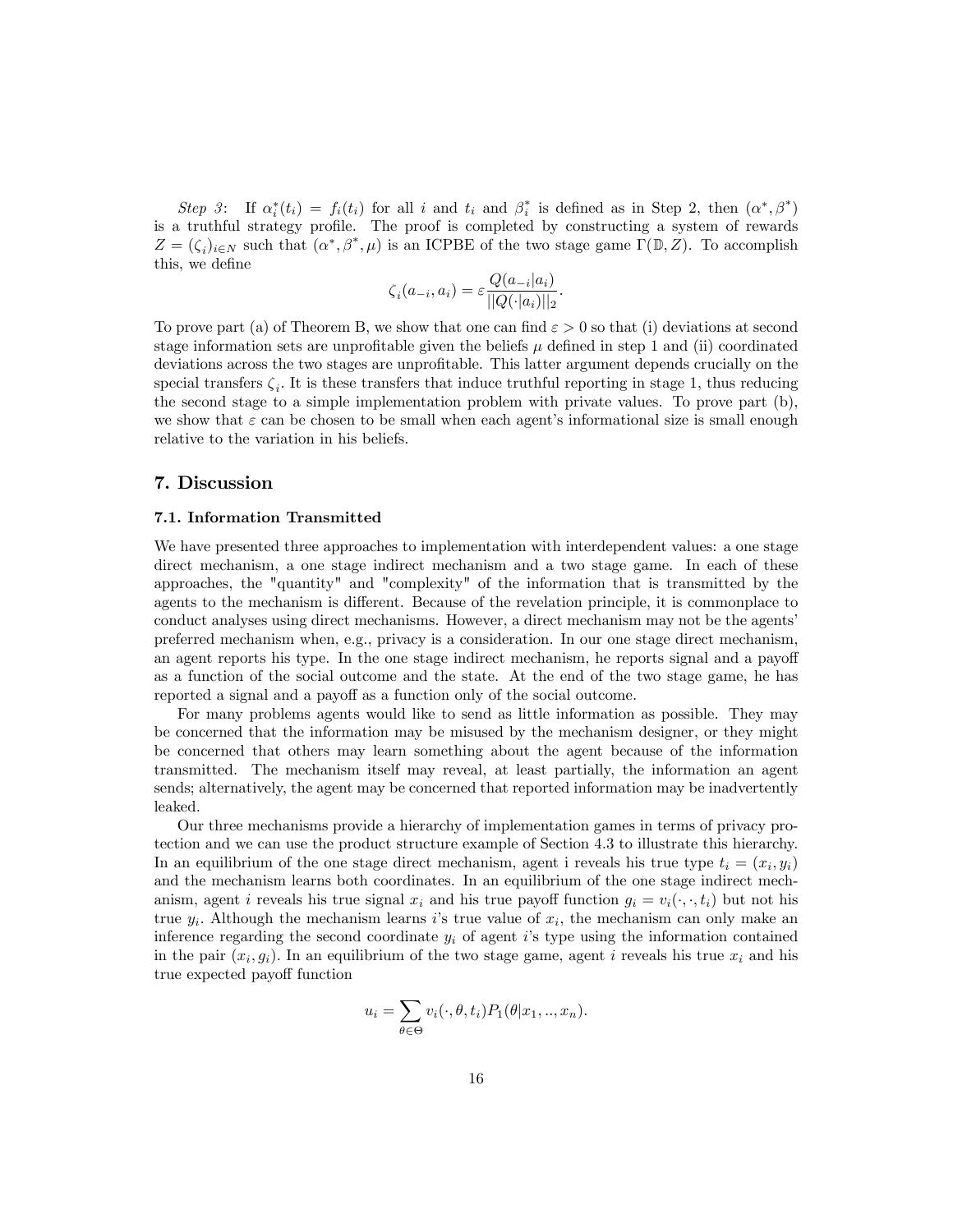*Step 3*: If $\alpha_i^*(t_i) = f_i(t_i)$ for all $i$ and $t_i$ and $\beta_i^*$ is defined as in Step 2, then $(\alpha^*, \beta^*)$ is a truthful strategy profile. The proof is completed by constructing a system of rewards $Z = (\zeta_i)_{i \in N}$ such that $(\alpha^*, \beta^*, \mu)$ is an ICPBE of the two stage game $\Gamma(\mathbb{D}, Z)$. To accomplish this, we define

$$\zeta_i(a_{-i}, a_i) = \varepsilon \frac{Q(a_{-i}|a_i)}{||Q(\cdot|a_i)||_2}.$$

To prove part (a) of Theorem B, we show that one can find $\varepsilon > 0$ so that (i) deviations at second stage information sets are unprofitable given the beliefs $\mu$ defined in step 1 and (ii) coordinated deviations across the two stages are unprofitable. This latter argument depends crucially on the special transfers $\zeta_i$. It is these transfers that induce truthful reporting in stage 1, thus reducing the second stage to a simple implementation problem with private values. To prove part (b), we show that $\varepsilon$ can be chosen to be small when each agent's informational size is small enough relative to the variation in his beliefs.

## 7. Discussion

### 7.1. Information Transmitted

We have presented three approaches to implementation with interdependent values: a one stage direct mechanism, a one stage indirect mechanism and a two stage game. In each of these approaches, the "quantity" and "complexity" of the information that is transmitted by the agents to the mechanism is different. Because of the revelation principle, it is commonplace to conduct analyses using direct mechanisms. However, a direct mechanism may not be the agents' preferred mechanism when, e.g., privacy is a consideration. In our one stage direct mechanism, an agent reports his type. In the one stage indirect mechanism, he reports signal and a payoff as a function of the social outcome and the state. At the end of the two stage game, he has reported a signal and a payoff as a function only of the social outcome.

For many problems agents would like to send as little information as possible. They may be concerned that the information may be misused by the mechanism designer, or they might be concerned that others may learn something about the agent because of the information transmitted. The mechanism itself may reveal, at least partially, the information an agent sends; alternatively, the agent may be concerned that reported information may be inadvertently leaked.

Our three mechanisms provide a hierarchy of implementation games in terms of privacy protection and we can use the product structure example of Section 4.3 to illustrate this hierarchy. In an equilibrium of the one stage direct mechanism, agent i reveals his true type $t_i = (x_i, y_i)$ and the mechanism learns both coordinates. In an equilibrium of the one stage indirect mechanism, agent $i$ reveals his true signal $x_i$ and his true payoff function $g_i = v_i(\cdot, \cdot, t_i)$ but not his true $y_i$. Although the mechanism learns $i$'s true value of $x_i$, the mechanism can only make an inference regarding the second coordinate $y_i$ of agent $i$'s type using the information contained in the pair $(x_i, g_i)$. In an equilibrium of the two stage game, agent $i$ reveals his true $x_i$ and his true expected payoff function

$$u_i = \sum_{\theta \in \Theta} v_i(\cdot, \theta, t_i) P_1(\theta|x_1, .., x_n).$$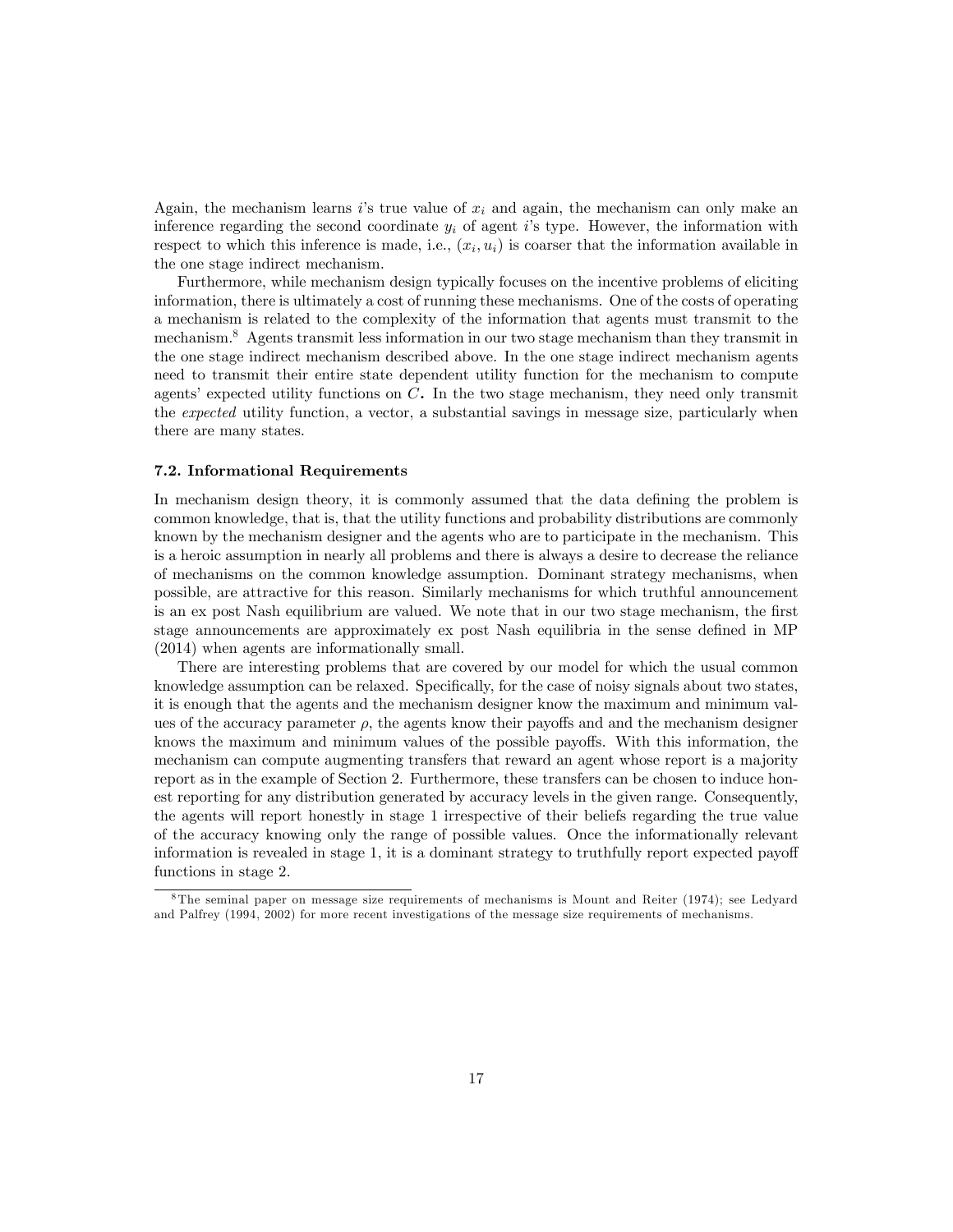Again, the mechanism learns $i$'s true value of $x_i$ and again, the mechanism can only make an inference regarding the second coordinate $y_i$ of agent $i$'s type. However, the information with respect to which this inference is made, i.e., $(x_i, u_i)$ is coarser that the information available in the one stage indirect mechanism.

Furthermore, while mechanism design typically focuses on the incentive problems of eliciting information, there is ultimately a cost of running these mechanisms. One of the costs of operating a mechanism is related to the complexity of the information that agents must transmit to the mechanism.[8] Agents transmit less information in our two stage mechanism than they transmit in the one stage indirect mechanism described above. In the one stage indirect mechanism agents need to transmit their entire state dependent utility function for the mechanism to compute agents' expected utility functions on $C$. In the two stage mechanism, they need only transmit the *expected* utility function, a vector, a substantial savings in message size, particularly when there are many states.

### 7.2. Informational Requirements

In mechanism design theory, it is commonly assumed that the data defining the problem is common knowledge, that is, that the utility functions and probability distributions are commonly known by the mechanism designer and the agents who are to participate in the mechanism. This is a heroic assumption in nearly all problems and there is always a desire to decrease the reliance of mechanisms on the common knowledge assumption. Dominant strategy mechanisms, when possible, are attractive for this reason. Similarly mechanisms for which truthful announcement is an ex post Nash equilibrium are valued. We note that in our two stage mechanism, the first stage announcements are approximately ex post Nash equilibria in the sense defined in MP (2014) when agents are informationally small.

There are interesting problems that are covered by our model for which the usual common knowledge assumption can be relaxed. Specifically, for the case of noisy signals about two states, it is enough that the agents and the mechanism designer know the maximum and minimum values of the accuracy parameter $\rho$, the agents know their payoffs and and the mechanism designer knows the maximum and minimum values of the possible payoffs. With this information, the mechanism can compute augmenting transfers that reward an agent whose report is a majority report as in the example of Section 2. Furthermore, these transfers can be chosen to induce honest reporting for any distribution generated by accuracy levels in the given range. Consequently, the agents will report honestly in stage 1 irrespective of their beliefs regarding the true value of the accuracy knowing only the range of possible values. Once the informationally relevant information is revealed in stage 1, it is a dominant strategy to truthfully report expected payoff functions in stage 2.

[8] The seminal paper on message size requirements of mechanisms is Mount and Reiter (1974); see Ledyard and Palfrey (1994, 2002) for more recent investigations of the message size requirements of mechanisms.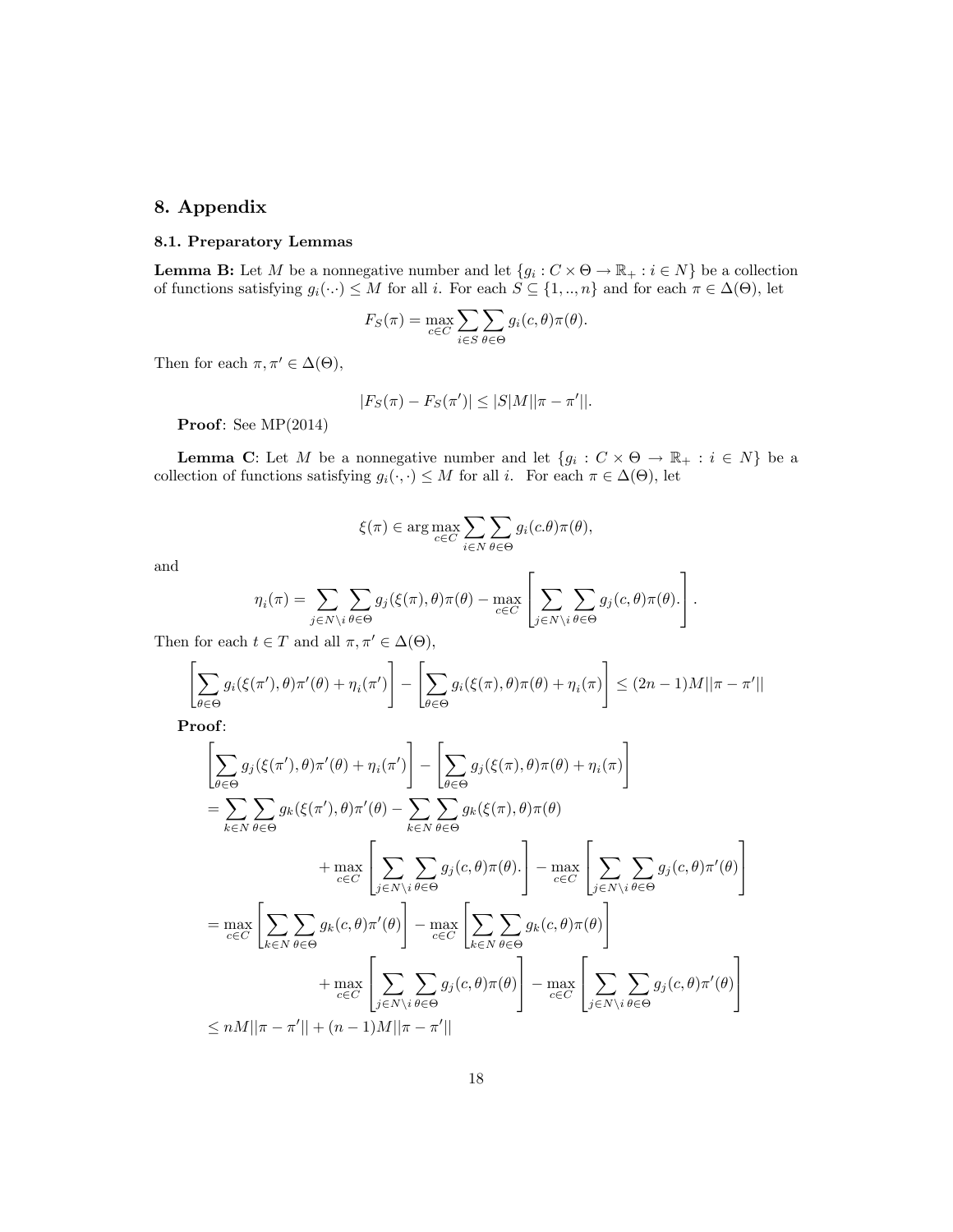## 8. Appendix

### 8.1. Preparatory Lemmas

**Lemma B:** Let $M$ be a nonnegative number and let $\{g_i : C \times \Theta \to \mathbb{R}_+ : i \in N\}$ be a collection of functions satisfying $g_i(\cdot \cdot) \leq M$ for all $i$. For each $S \subseteq \{1, .., n\}$ and for each $\pi \in \Delta(\Theta)$, let

$$F_S(\pi) = \max_{c \in C} \sum_{i \in S} \sum_{\theta \in \Theta} g_i(c, \theta)\pi(\theta).$$

Then for each $\pi, \pi' \in \Delta(\Theta)$,

$$|F_S(\pi) - F_S(\pi')| \leq |S|M||\pi - \pi'||.$$

**Proof**: See MP(2014)

**Lemma C**: Let $M$ be a nonnegative number and let $\{g_i : C \times \Theta \to \mathbb{R}_+ : i \in N\}$ be a collection of functions satisfying $g_i(\cdot, \cdot) \leq M$ for all $i$. For each $\pi \in \Delta(\Theta)$, let

$$\xi(\pi) \in \arg\max_{c \in C} \sum_{i \in N} \sum_{\theta \in \Theta} g_i(c.\theta)\pi(\theta),$$

and

$$\eta_i(\pi) = \sum_{j \in N \setminus i} \sum_{\theta \in \Theta} g_j(\xi(\pi), \theta)\pi(\theta) - \max_{c \in C} \left[ \sum_{j \in N \setminus i} \sum_{\theta \in \Theta} g_j(c, \theta)\pi(\theta). \right].$$

Then for each $t \in T$ and all $\pi, \pi' \in \Delta(\Theta)$,

$$\left[ \sum_{\theta \in \Theta} g_i(\xi(\pi'), \theta)\pi'(\theta) + \eta_i(\pi') \right] - \left[ \sum_{\theta \in \Theta} g_i(\xi(\pi), \theta)\pi(\theta) + \eta_i(\pi) \right] \leq (2n - 1)M||\pi - \pi'||$$

**Proof**:

$$\begin{aligned}
&\left[ \sum_{\theta \in \Theta} g_j(\xi(\pi'), \theta)\pi'(\theta) + \eta_i(\pi') \right] - \left[ \sum_{\theta \in \Theta} g_j(\xi(\pi), \theta)\pi(\theta) + \eta_i(\pi) \right] \\
&= \sum_{k \in N} \sum_{\theta \in \Theta} g_k(\xi(\pi'), \theta)\pi'(\theta) - \sum_{k \in N} \sum_{\theta \in \Theta} g_k(\xi(\pi), \theta)\pi(\theta) \\
&\qquad + \max_{c \in C} \left[ \sum_{j \in N \setminus i} \sum_{\theta \in \Theta} g_j(c, \theta)\pi(\theta). \right] - \max_{c \in C} \left[ \sum_{j \in N \setminus i} \sum_{\theta \in \Theta} g_j(c, \theta)\pi'(\theta) \right] \\
&= \max_{c \in C} \left[ \sum_{k \in N} \sum_{\theta \in \Theta} g_k(c, \theta)\pi'(\theta) \right] - \max_{c \in C} \left[ \sum_{k \in N} \sum_{\theta \in \Theta} g_k(c, \theta)\pi(\theta) \right] \\
&\qquad + \max_{c \in C} \left[ \sum_{j \in N \setminus i} \sum_{\theta \in \Theta} g_j(c, \theta)\pi(\theta) \right] - \max_{c \in C} \left[ \sum_{j \in N \setminus i} \sum_{\theta \in \Theta} g_j(c, \theta)\pi'(\theta) \right] \\
&\leq nM||\pi - \pi'|| + (n - 1)M||\pi - \pi'||
\end{aligned}$$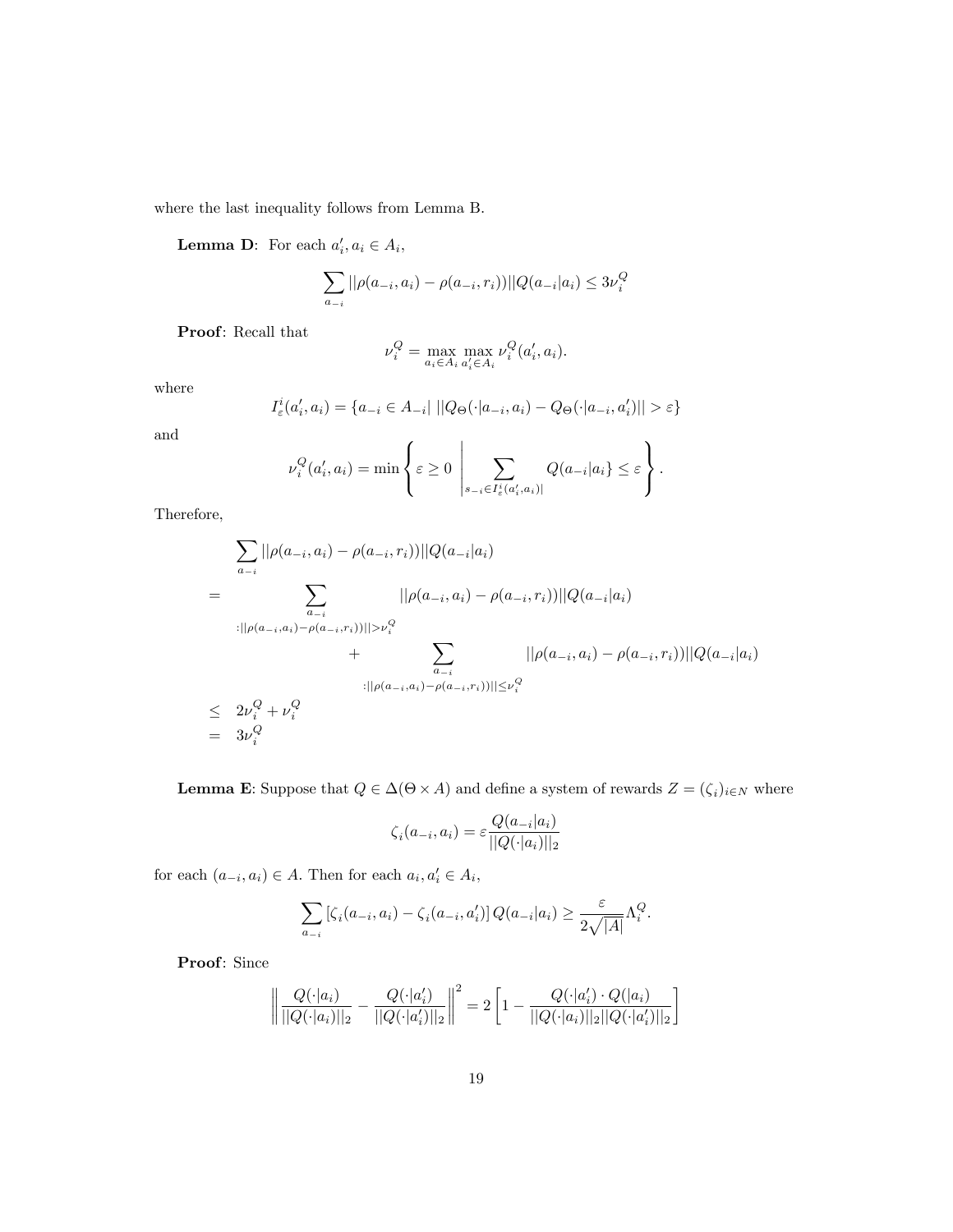where the last inequality follows from Lemma B.

**Lemma D**: For each $a_i', a_i \in A_i$,

$$\sum_{a_{-i}} ||\rho(a_{-i}, a_i) - \rho(a_{-i}, r_i))||Q(a_{-i}|a_i) \leq 3\nu_i^Q$$

**Proof**: Recall that

$$\nu_i^Q = \max_{a_i \in A_i} \max_{a_i' \in A_i} \nu_i^Q(a_i', a_i).$$

where

$$I_\varepsilon^i(a_i', a_i) = \{a_{-i} \in A_{-i} |\; ||Q_\Theta(\cdot|a_{-i}, a_i) - Q_\Theta(\cdot|a_{-i}, a_i')|| > \varepsilon\}$$

and

$$\nu_i^Q(a_i', a_i) = \min \left\{ \varepsilon \geq 0 \;\left|\; \sum_{s_{-i} \in I_\varepsilon^i(a_i', a_i)|} Q(a_{-i}|a_i\} \leq \varepsilon \right.\right\}.$$

Therefore,

$$\begin{aligned}
& \sum_{a_{-i}} ||\rho(a_{-i}, a_i) - \rho(a_{-i}, r_i))||Q(a_{-i}|a_i) \\
= & \sum_{\substack{a_{-i} \\ :||\rho(a_{-i}, a_i) - \rho(a_{-i}, r_i))|| > \nu_i^Q}} ||\rho(a_{-i}, a_i) - \rho(a_{-i}, r_i))||Q(a_{-i}|a_i) \\
& \quad + \sum_{\substack{a_{-i} \\ :||\rho(a_{-i}, a_i) - \rho(a_{-i}, r_i))|| \leq \nu_i^Q}} ||\rho(a_{-i}, a_i) - \rho(a_{-i}, r_i))||Q(a_{-i}|a_i) \\
\leq & \; 2\nu_i^Q + \nu_i^Q \\
= & \; 3\nu_i^Q
\end{aligned}$$

**Lemma E**: Suppose that $Q \in \Delta(\Theta \times A)$ and define a system of rewards $Z = (\zeta_i)_{i \in N}$ where

$$\zeta_i(a_{-i}, a_i) = \varepsilon \frac{Q(a_{-i}|a_i)}{||Q(\cdot|a_i)||_2}$$

for each $(a_{-i}, a_i) \in A$. Then for each $a_i, a_i' \in A_i$,

$$\sum_{a_{-i}} [\zeta_i(a_{-i}, a_i) - \zeta_i(a_{-i}, a_i')]\, Q(a_{-i}|a_i) \geq \frac{\varepsilon}{2\sqrt{|A|}} \Lambda_i^Q.$$

**Proof**: Since

$$\left\| \frac{Q(\cdot|a_i)}{||Q(\cdot|a_i)||_2} - \frac{Q(\cdot|a_i')}{||Q(\cdot|a_i')||_2} \right\|^2 = 2 \left[ 1 - \frac{Q(\cdot|a_i') \cdot Q(|a_i)}{||Q(\cdot|a_i)||_2 ||Q(\cdot|a_i')||_2} \right]$$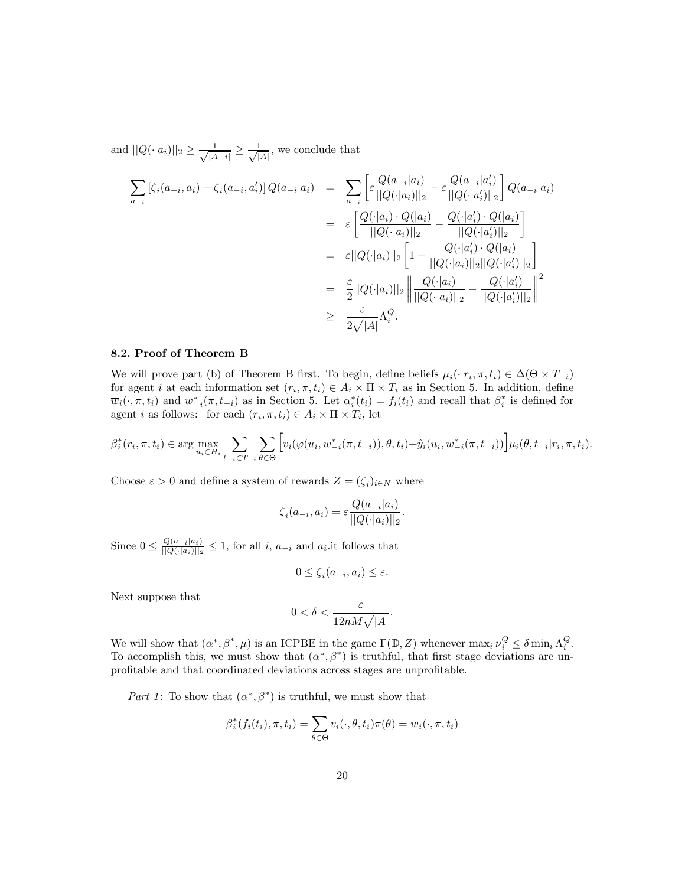and $||Q(\cdot|a_i)||_2 \geq \frac{1}{\sqrt{|A_{-i}|}} \geq \frac{1}{\sqrt{|A|}}$, we conclude that

$$
\begin{aligned}
\sum_{a_{-i}} \left[\zeta_i(a_{-i}, a_i) - \zeta_i(a_{-i}, a_i')\right] Q(a_{-i}|a_i) &= \sum_{a_{-i}} \left[\varepsilon \frac{Q(a_{-i}|a_i)}{||Q(\cdot|a_i)||_2} - \varepsilon \frac{Q(a_{-i}|a_i')}{||Q(\cdot|a_i')||_2}\right] Q(a_{-i}|a_i) \\
&= \varepsilon \left[\frac{Q(\cdot|a_i) \cdot Q(|a_i)}{||Q(\cdot|a_i)||_2} - \frac{Q(\cdot|a_i') \cdot Q(|a_i)}{||Q(\cdot|a_i')||_2}\right] \\
&= \varepsilon ||Q(\cdot|a_i)||_2 \left[1 - \frac{Q(\cdot|a_i') \cdot Q(|a_i)}{||Q(\cdot|a_i)||_2 ||Q(\cdot|a_i')||_2}\right] \\
&= \frac{\varepsilon}{2} ||Q(\cdot|a_i)||_2 \left\| \frac{Q(\cdot|a_i)}{||Q(\cdot|a_i)||_2} - \frac{Q(\cdot|a_i')}{||Q(\cdot|a_i')||_2} \right\|^2 \\
&\geq \frac{\varepsilon}{2\sqrt{|A|}} \Lambda_i^Q.
\end{aligned}
$$

### 8.2. Proof of Theorem B

We will prove part (b) of Theorem B first. To begin, define beliefs $\mu_i(\cdot|r_i, \pi, t_i) \in \Delta(\Theta \times T_{-i})$ for agent $i$ at each information set $(r_i, \pi, t_i) \in A_i \times \Pi \times T_i$ as in Section 5. In addition, define $\overline{w}_i(\cdot, \pi, t_i)$ and $w^*_{-i}(\pi, t_{-i})$ as in Section 5. Let $\alpha_i^*(t_i) = f_i(t_i)$ and recall that $\beta_i^*$ is defined for agent $i$ as follows: for each $(r_i, \pi, t_i) \in A_i \times \Pi \times T_i$, let

$$
\beta_i^*(r_i, \pi, t_i) \in \arg\max_{u_i \in H_i} \sum_{t_{-i} \in T_{-i}} \sum_{\theta \in \Theta} \Big[v_i(\varphi(u_i, w^*_{-i}(\pi, t_{-i})), \theta, t_i) + \hat{y}_i(u_i, w^*_{-i}(\pi, t_{-i}))\Big] \mu_i(\theta, t_{-i}|r_i, \pi, t_i).
$$

Choose $\varepsilon > 0$ and define a system of rewards $Z = (\zeta_i)_{i \in N}$ where

$$
\zeta_i(a_{-i}, a_i) = \varepsilon \frac{Q(a_{-i}|a_i)}{||Q(\cdot|a_i)||_2}.
$$

Since $0 \leq \frac{Q(a_{-i}|a_i)}{||Q(\cdot|a_i)||_2} \leq 1$, for all $i$, $a_{-i}$ and $a_i$.it follows that

$$
0 \leq \zeta_i(a_{-i}, a_i) \leq \varepsilon.
$$

Next suppose that

$$
0 < \delta < \frac{\varepsilon}{12nM\sqrt{|A|}}.
$$

We will show that $(\alpha^*, \beta^*, \mu)$ is an ICPBE in the game $\Gamma(\mathbb{D}, Z)$ whenever $\max_i \nu_i^Q \leq \delta \min_i \Lambda_i^Q$. To accomplish this, we must show that $(\alpha^*, \beta^*)$ is truthful, that first stage deviations are unprofitable and that coordinated deviations across stages are unprofitable.

*Part 1*: To show that $(\alpha^*, \beta^*)$ is truthful, we must show that

$$
\beta_i^*(f_i(t_i), \pi, t_i) = \sum_{\theta \in \Theta} v_i(\cdot, \theta, t_i) \pi(\theta) = \overline{w}_i(\cdot, \pi, t_i)
$$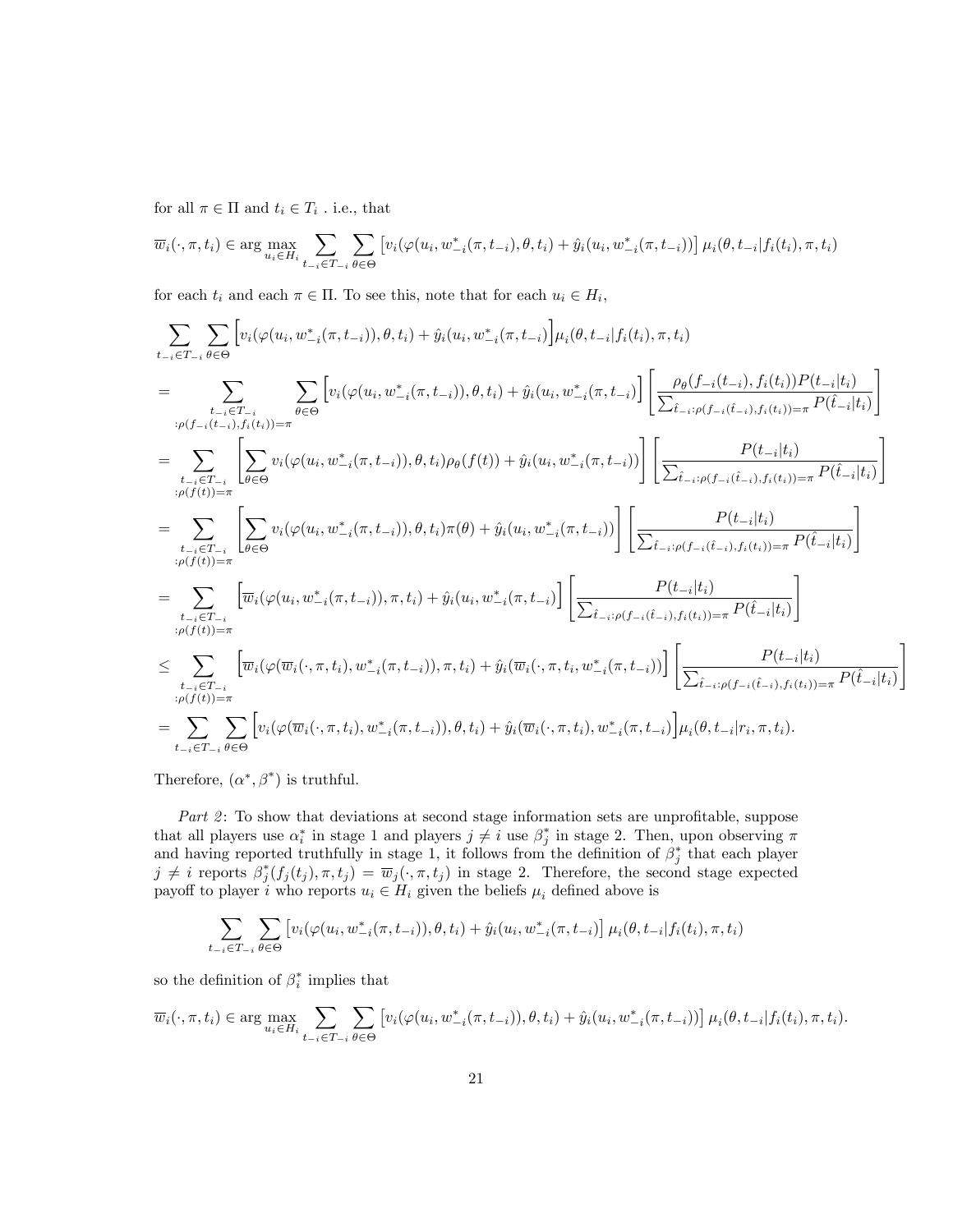for all $\pi \in \Pi$ and $t_i \in T_i$ . i.e., that

$$\overline{w}_i(\cdot,\pi,t_i) \in \arg\max_{u_i\in H_i} \sum_{t_{-i}\in T_{-i}} \sum_{\theta\in\Theta} \left[v_i(\varphi(u_i, w^*_{-i}(\pi,t_{-i}),\theta,t_i) + \hat{y}_i(u_i, w^*_{-i}(\pi,t_{-i}))\right] \mu_i(\theta, t_{-i}|f_i(t_i),\pi,t_i)$$

for each $t_i$ and each $\pi \in \Pi$. To see this, note that for each $u_i \in H_i$,

$$\begin{aligned}
&\sum_{t_{-i}\in T_{-i}} \sum_{\theta\in\Theta} \Big[v_i(\varphi(u_i, w^*_{-i}(\pi,t_{-i})),\theta,t_i) + \hat{y}_i(u_i, w^*_{-i}(\pi,t_{-i})\Big]\mu_i(\theta,t_{-i}|f_i(t_i),\pi,t_i) \\
&= \sum_{\substack{t_{-i}\in T_{-i} \\ :\rho(f_{-i}(t_{-i}),f_i(t_i))=\pi}} \sum_{\theta\in\Theta} \Big[v_i(\varphi(u_i, w^*_{-i}(\pi,t_{-i})),\theta,t_i) + \hat{y}_i(u_i, w^*_{-i}(\pi,t_{-i})\Big] \left[\frac{\rho_\theta(f_{-i}(t_{-i}),f_i(t_i))P(t_{-i}|t_i)}{\sum_{\hat{t}_{-i}:\rho(f_{-i}(\hat{t}_{-i}),f_i(t_i))=\pi} P(\hat{t}_{-i}|t_i)}\right] \\
&= \sum_{\substack{t_{-i}\in T_{-i} \\ :\rho(f(t))=\pi}} \left[\sum_{\theta\in\Theta} v_i(\varphi(u_i, w^*_{-i}(\pi,t_{-i})),\theta,t_i)\rho_\theta(f(t)) + \hat{y}_i(u_i, w^*_{-i}(\pi,t_{-i}))\right] \left[\frac{P(t_{-i}|t_i)}{\sum_{\hat{t}_{-i}:\rho(f_{-i}(\hat{t}_{-i}),f_i(t_i))=\pi} P(\hat{t}_{-i}|t_i)}\right] \\
&= \sum_{\substack{t_{-i}\in T_{-i} \\ :\rho(f(t))=\pi}} \left[\sum_{\theta\in\Theta} v_i(\varphi(u_i, w^*_{-i}(\pi,t_{-i})),\theta,t_i)\pi(\theta) + \hat{y}_i(u_i, w^*_{-i}(\pi,t_{-i}))\right] \left[\frac{P(t_{-i}|t_i)}{\sum_{\hat{t}_{-i}:\rho(f_{-i}(\hat{t}_{-i}),f_i(t_i))=\pi} P(\hat{t}_{-i}|t_i)}\right] \\
&= \sum_{\substack{t_{-i}\in T_{-i} \\ :\rho(f(t))=\pi}} \Big[\overline{w}_i(\varphi(u_i, w^*_{-i}(\pi,t_{-i})),\pi,t_i) + \hat{y}_i(u_i, w^*_{-i}(\pi,t_{-i})\Big] \left[\frac{P(t_{-i}|t_i)}{\sum_{\hat{t}_{-i}:\rho(f_{-i}(\hat{t}_{-i}),f_i(t_i))=\pi} P(\hat{t}_{-i}|t_i)}\right] \\
&\leq \sum_{\substack{t_{-i}\in T_{-i} \\ :\rho(f(t))=\pi}} \Big[\overline{w}_i(\varphi(\overline{w}_i(\cdot,\pi,t_i), w^*_{-i}(\pi,t_{-i})),\pi,t_i) + \hat{y}_i(\overline{w}_i(\cdot,\pi,t_i, w^*_{-i}(\pi,t_{-i}))\Big] \left[\frac{P(t_{-i}|t_i)}{\sum_{\hat{t}_{-i}:\rho(f_{-i}(\hat{t}_{-i}),f_i(t_i))=\pi} P(\hat{t}_{-i}|t_i)}\right] \\
&= \sum_{t_{-i}\in T_{-i}} \sum_{\theta\in\Theta} \Big[v_i(\varphi(\overline{w}_i(\cdot,\pi,t_i), w^*_{-i}(\pi,t_{-i})),\theta,t_i) + \hat{y}_i(\overline{w}_i(\cdot,\pi,t_i), w^*_{-i}(\pi,t_{-i})\Big]\mu_i(\theta,t_{-i}|r_i,\pi,t_i).
\end{aligned}$$

Therefore, $(\alpha^*,\beta^*)$ is truthful.

*Part 2*: To show that deviations at second stage information sets are unprofitable, suppose that all players use $\alpha^*_i$ in stage 1 and players $j \neq i$ use $\beta^*_j$ in stage 2. Then, upon observing $\pi$ and having reported truthfully in stage 1, it follows from the definition of $\beta^*_j$ that each player $j \neq i$ reports $\beta^*_j(f_j(t_j),\pi,t_j) = \overline{w}_j(\cdot,\pi,t_j)$ in stage 2. Therefore, the second stage expected payoff to player $i$ who reports $u_i \in H_i$ given the beliefs $\mu_i$ defined above is

$$\sum_{t_{-i}\in T_{-i}} \sum_{\theta\in\Theta} \left[v_i(\varphi(u_i, w^*_{-i}(\pi,t_{-i})),\theta,t_i) + \hat{y}_i(u_i, w^*_{-i}(\pi,t_{-i})\right] \mu_i(\theta,t_{-i}|f_i(t_i),\pi,t_i)$$

so the definition of $\beta^*_i$ implies that

$$\overline{w}_i(\cdot,\pi,t_i) \in \arg\max_{u_i\in H_i} \sum_{t_{-i}\in T_{-i}} \sum_{\theta\in\Theta} \left[v_i(\varphi(u_i, w^*_{-i}(\pi,t_{-i})),\theta,t_i) + \hat{y}_i(u_i, w^*_{-i}(\pi,t_{-i}))\right] \mu_i(\theta,t_{-i}|f_i(t_i),\pi,t_i).$$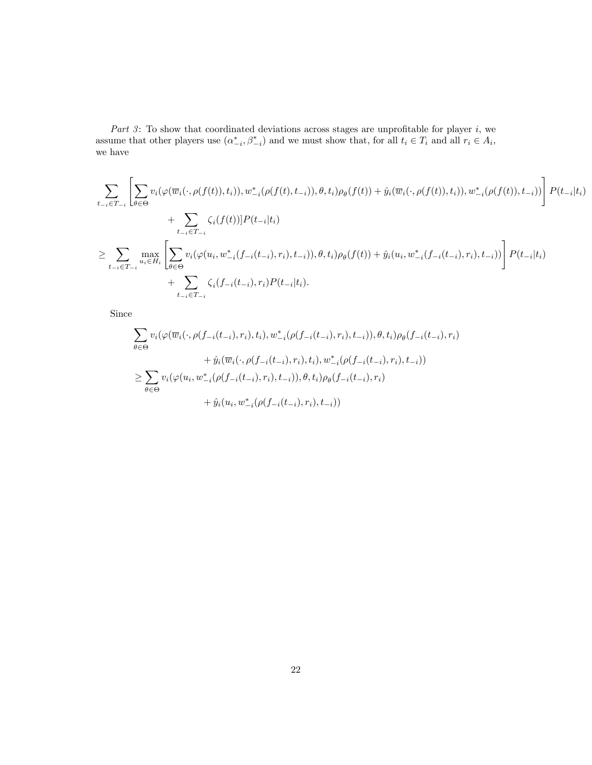*Part 3*: To show that coordinated deviations across stages are unprofitable for player $i$, we assume that other players use $(\alpha^*_{-i}, \beta^*_{-i})$ and we must show that, for all $t_i \in T_i$ and all $r_i \in A_i$, we have

$$
\begin{aligned}
&\sum_{t_{-i}\in T_{-i}} \left[ \sum_{\theta\in\Theta} v_i(\varphi(\overline{w}_i(\cdot,\rho(f(t)),t_i)), w^*_{-i}(\rho(f(t),t_{-i})),\theta,t_i)\rho_\theta(f(t)) + \hat{y}_i(\overline{w}_i(\cdot,\rho(f(t)),t_i)), w^*_{-i}(\rho(f(t)),t_{-i})) \right] P(t_{-i}|t_i) \\
&\qquad\qquad + \sum_{t_{-i}\in T_{-i}} \zeta_i(f(t))] P(t_{-i}|t_i) \\
&\geq \sum_{t_{-i}\in T_{-i}} \max_{u_i\in H_i} \left[ \sum_{\theta\in\Theta} v_i(\varphi(u_i, w^*_{-i}(f_{-i}(t_{-i}),r_i),t_{-i})),\theta,t_i)\rho_\theta(f(t)) + \hat{y}_i(u_i, w^*_{-i}(f_{-i}(t_{-i}),r_i),t_{-i})) \right] P(t_{-i}|t_i) \\
&\qquad\qquad + \sum_{t_{-i}\in T_{-i}} \zeta_i(f_{-i}(t_{-i}),r_i) P(t_{-i}|t_i).
\end{aligned}
$$

Since

$$
\begin{aligned}
&\sum_{\theta\in\Theta} v_i(\varphi(\overline{w}_i(\cdot,\rho(f_{-i}(t_{-i}),r_i),t_i), w^*_{-i}(\rho(f_{-i}(t_{-i}),r_i),t_{-i})),\theta,t_i)\rho_\theta(f_{-i}(t_{-i}),r_i) \\
&\qquad\qquad + \hat{y}_i(\overline{w}_i(\cdot,\rho(f_{-i}(t_{-i}),r_i),t_i), w^*_{-i}(\rho(f_{-i}(t_{-i}),r_i),t_{-i})) \\
&\geq \sum_{\theta\in\Theta} v_i(\varphi(u_i, w^*_{-i}(\rho(f_{-i}(t_{-i}),r_i),t_{-i})),\theta,t_i)\rho_\theta(f_{-i}(t_{-i}),r_i) \\
&\qquad\qquad + \hat{y}_i(u_i, w^*_{-i}(\rho(f_{-i}(t_{-i}),r_i),t_{-i}))
\end{aligned}
$$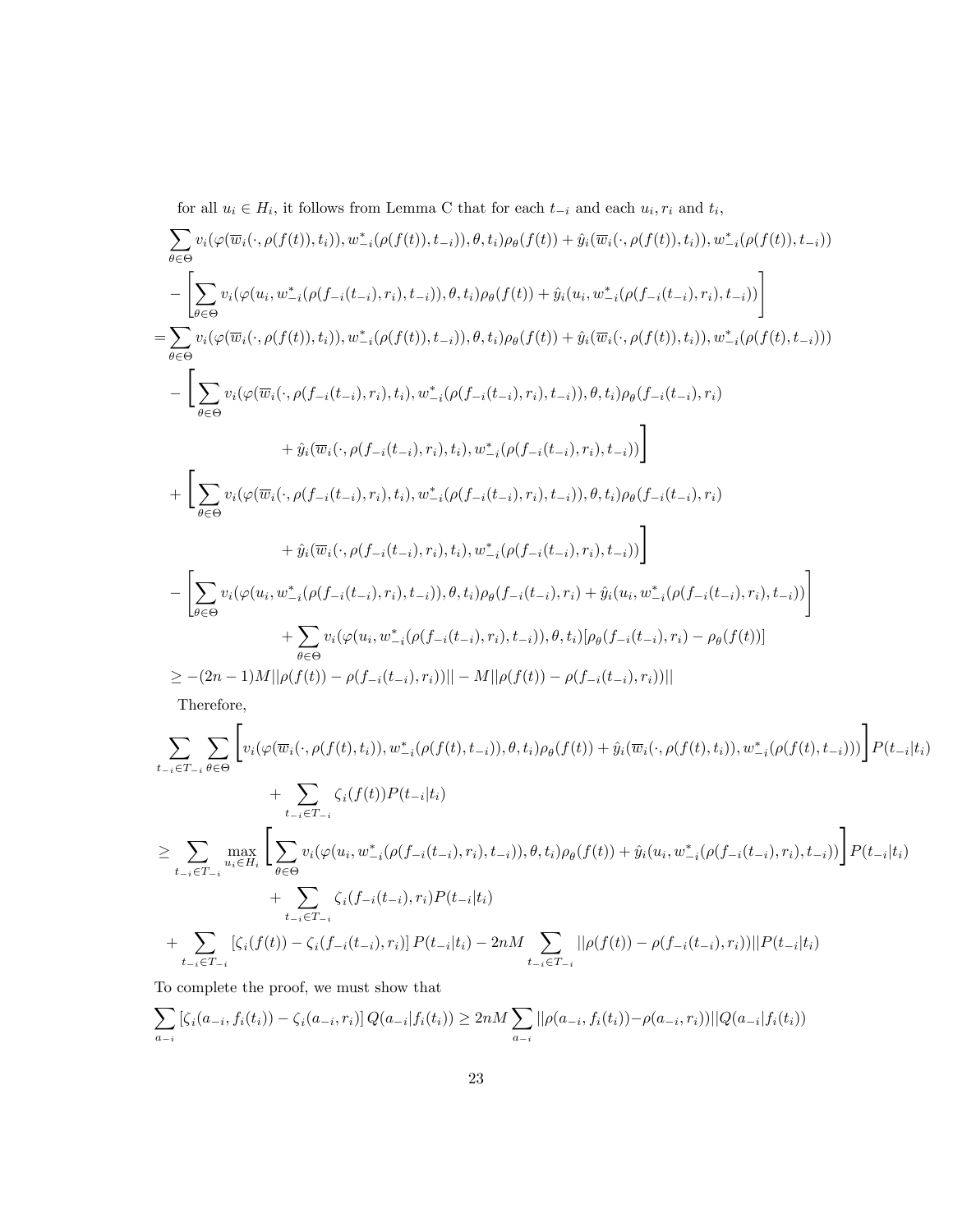for all $u_i \in H_i$, it follows from Lemma C that for each $t_{-i}$ and each $u_i, r_i$ and $t_i$,

$$
\begin{aligned}
&\sum_{\theta\in\Theta} v_i(\varphi(\overline{w}_i(\cdot,\rho(f(t)),t_i)), w^*_{-i}(\rho(f(t)),t_{-i})),\theta,t_i)\rho_\theta(f(t)) + \hat{y}_i(\overline{w}_i(\cdot,\rho(f(t)),t_i)), w^*_{-i}(\rho(f(t)),t_{-i}))\\
&-\left[\sum_{\theta\in\Theta} v_i(\varphi(u_i, w^*_{-i}(\rho(f_{-i}(t_{-i}),r_i),t_{-i})),\theta,t_i)\rho_\theta(f(t)) + \hat{y}_i(u_i, w^*_{-i}(\rho(f_{-i}(t_{-i}),r_i),t_{-i}))\right]\\
=&\sum_{\theta\in\Theta} v_i(\varphi(\overline{w}_i(\cdot,\rho(f(t)),t_i)), w^*_{-i}(\rho(f(t)),t_{-i})),\theta,t_i)\rho_\theta(f(t)) + \hat{y}_i(\overline{w}_i(\cdot,\rho(f(t)),t_i)), w^*_{-i}(\rho(f(t),t_{-i})))\\
&-\Bigg[\sum_{\theta\in\Theta} v_i(\varphi(\overline{w}_i(\cdot,\rho(f_{-i}(t_{-i}),r_i),t_i), w^*_{-i}(\rho(f_{-i}(t_{-i}),r_i),t_{-i})),\theta,t_i)\rho_\theta(f_{-i}(t_{-i}),r_i)\\
&\qquad\qquad + \hat{y}_i(\overline{w}_i(\cdot,\rho(f_{-i}(t_{-i}),r_i),t_i), w^*_{-i}(\rho(f_{-i}(t_{-i}),r_i),t_{-i}))\Bigg]\\
&+\Bigg[\sum_{\theta\in\Theta} v_i(\varphi(\overline{w}_i(\cdot,\rho(f_{-i}(t_{-i}),r_i),t_i), w^*_{-i}(\rho(f_{-i}(t_{-i}),r_i),t_{-i})),\theta,t_i)\rho_\theta(f_{-i}(t_{-i}),r_i)\\
&\qquad\qquad + \hat{y}_i(\overline{w}_i(\cdot,\rho(f_{-i}(t_{-i}),r_i),t_i), w^*_{-i}(\rho(f_{-i}(t_{-i}),r_i),t_{-i}))\Bigg]\\
&-\left[\sum_{\theta\in\Theta} v_i(\varphi(u_i, w^*_{-i}(\rho(f_{-i}(t_{-i}),r_i),t_{-i})),\theta,t_i)\rho_\theta(f_{-i}(t_{-i}),r_i) + \hat{y}_i(u_i, w^*_{-i}(\rho(f_{-i}(t_{-i}),r_i),t_{-i}))\right]\\
&\qquad\qquad + \sum_{\theta\in\Theta} v_i(\varphi(u_i, w^*_{-i}(\rho(f_{-i}(t_{-i}),r_i),t_{-i})),\theta,t_i)[\rho_\theta(f_{-i}(t_{-i}),r_i) - \rho_\theta(f(t))]\\
\geq& -(2n-1)M||\rho(f(t)) - \rho(f_{-i}(t_{-i}),r_i))|| - M||\rho(f(t)) - \rho(f_{-i}(t_{-i}),r_i))||
\end{aligned}
$$

Therefore,

$$
\begin{aligned}
&\sum_{t_{-i}\in T_{-i}}\sum_{\theta\in\Theta}\Bigg[v_i(\varphi(\overline{w}_i(\cdot,\rho(f(t),t_i)), w^*_{-i}(\rho(f(t),t_{-i})),\theta,t_i)\rho_\theta(f(t)) + \hat{y}_i(\overline{w}_i(\cdot,\rho(f(t),t_i)), w^*_{-i}(\rho(f(t),t_{-i})))\Bigg]P(t_{-i}|t_i)\\
&\qquad\qquad + \sum_{t_{-i}\in T_{-i}} \zeta_i(f(t))P(t_{-i}|t_i)\\
\geq& \sum_{t_{-i}\in T_{-i}} \max_{u_i\in H_i}\left[\sum_{\theta\in\Theta} v_i(\varphi(u_i, w^*_{-i}(\rho(f_{-i}(t_{-i}),r_i),t_{-i})),\theta,t_i)\rho_\theta(f(t)) + \hat{y}_i(u_i, w^*_{-i}(\rho(f_{-i}(t_{-i}),r_i),t_{-i}))\right]P(t_{-i}|t_i)\\
&\qquad\qquad + \sum_{t_{-i}\in T_{-i}} \zeta_i(f_{-i}(t_{-i}),r_i)P(t_{-i}|t_i)\\
&+ \sum_{t_{-i}\in T_{-i}} [\zeta_i(f(t)) - \zeta_i(f_{-i}(t_{-i}),r_i)]\,P(t_{-i}|t_i) - 2nM\sum_{t_{-i}\in T_{-i}} ||\rho(f(t)) - \rho(f_{-i}(t_{-i}),r_i))||P(t_{-i}|t_i)
\end{aligned}
$$

To complete the proof, we must show that

$$
\sum_{a_{-i}} [\zeta_i(a_{-i},f_i(t_i)) - \zeta_i(a_{-i},r_i)]\,Q(a_{-i}|f_i(t_i)) \geq 2nM\sum_{a_{-i}} ||\rho(a_{-i},f_i(t_i)) - \rho(a_{-i},r_i))||Q(a_{-i}|f_i(t_i))
$$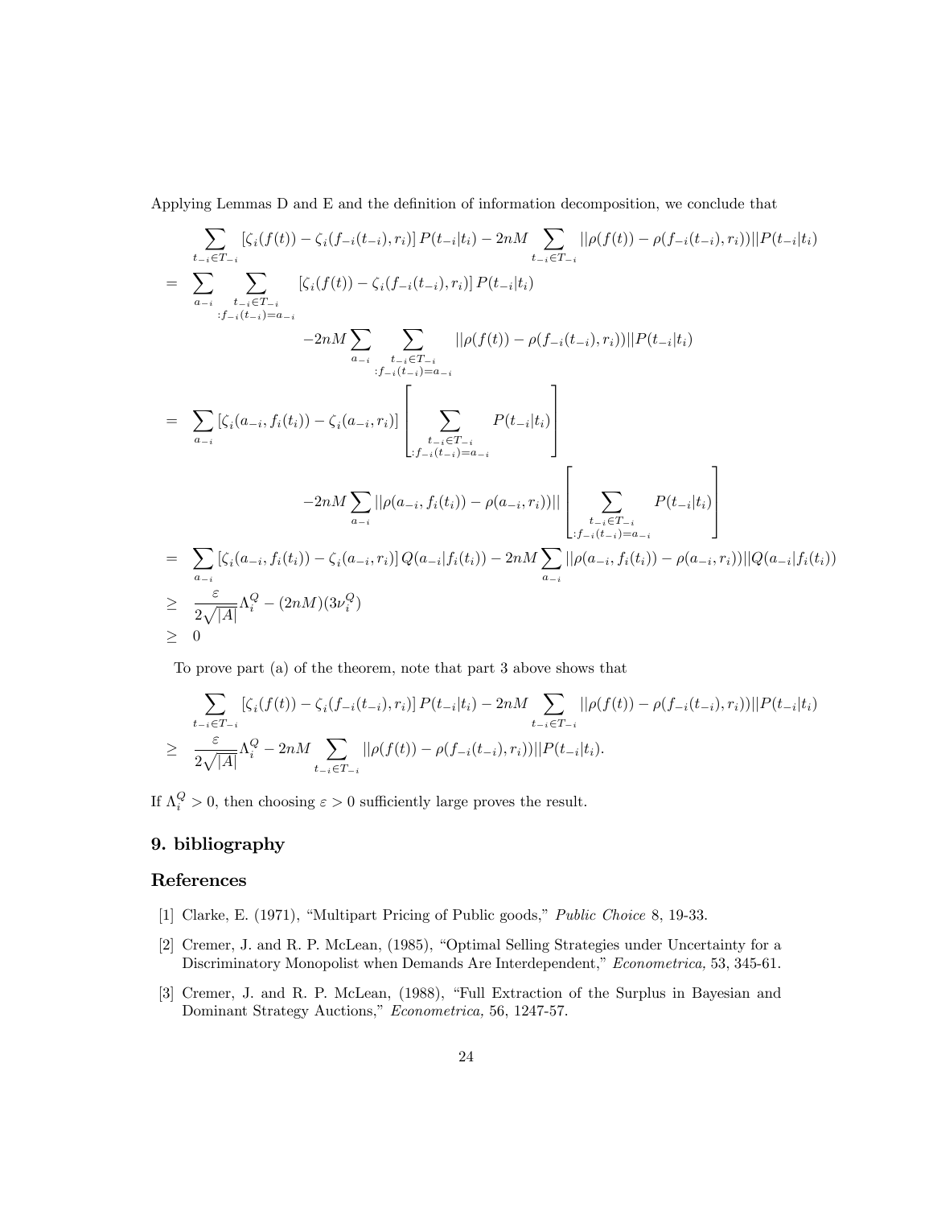Applying Lemmas D and E and the definition of information decomposition, we conclude that

$$
\begin{aligned}
& \sum_{t_{-i}\in T_{-i}} \left[\zeta_i(f(t)) - \zeta_i(f_{-i}(t_{-i}), r_i)\right] P(t_{-i}|t_i) - 2nM \sum_{t_{-i}\in T_{-i}} ||\rho(f(t)) - \rho(f_{-i}(t_{-i}), r_i))||P(t_{-i}|t_i) \\
= & \sum_{a_{-i}} \sum_{\substack{t_{-i}\in T_{-i} \\ :f_{-i}(t_{-i})=a_{-i}}} \left[\zeta_i(f(t)) - \zeta_i(f_{-i}(t_{-i}), r_i)\right] P(t_{-i}|t_i) \\
& \qquad -2nM \sum_{a_{-i}} \sum_{\substack{t_{-i}\in T_{-i} \\ :f_{-i}(t_{-i})=a_{-i}}} ||\rho(f(t)) - \rho(f_{-i}(t_{-i}), r_i))||P(t_{-i}|t_i) \\
= & \sum_{a_{-i}} \left[\zeta_i(a_{-i}, f_i(t_i)) - \zeta_i(a_{-i}, r_i)\right] \left[\sum_{\substack{t_{-i}\in T_{-i} \\ :f_{-i}(t_{-i})=a_{-i}}} P(t_{-i}|t_i)\right] \\
& \qquad -2nM \sum_{a_{-i}} ||\rho(a_{-i}, f_i(t_i)) - \rho(a_{-i}, r_i))|| \left[\sum_{\substack{t_{-i}\in T_{-i} \\ :f_{-i}(t_{-i})=a_{-i}}} P(t_{-i}|t_i)\right] \\
= & \sum_{a_{-i}} \left[\zeta_i(a_{-i}, f_i(t_i)) - \zeta_i(a_{-i}, r_i)\right] Q(a_{-i}|f_i(t_i)) - 2nM \sum_{a_{-i}} ||\rho(a_{-i}, f_i(t_i)) - \rho(a_{-i}, r_i))||Q(a_{-i}|f_i(t_i)) \\
\geq & \frac{\varepsilon}{2\sqrt{|A|}} \Lambda_i^Q - (2nM)(3\nu_i^Q) \\
\geq & \ 0
\end{aligned}
$$

To prove part (a) of the theorem, note that part 3 above shows that

$$
\begin{aligned}
& \sum_{t_{-i}\in T_{-i}} \left[\zeta_i(f(t)) - \zeta_i(f_{-i}(t_{-i}), r_i)\right] P(t_{-i}|t_i) - 2nM \sum_{t_{-i}\in T_{-i}} ||\rho(f(t)) - \rho(f_{-i}(t_{-i}), r_i))||P(t_{-i}|t_i) \\
\geq & \frac{\varepsilon}{2\sqrt{|A|}} \Lambda_i^Q - 2nM \sum_{t_{-i}\in T_{-i}} ||\rho(f(t)) - \rho(f_{-i}(t_{-i}), r_i))||P(t_{-i}|t_i).
\end{aligned}
$$

If $\Lambda_i^Q > 0$, then choosing $\varepsilon > 0$ sufficiently large proves the result.

## 9. bibliography

## References

[1] Clarke, E. (1971), "Multipart Pricing of Public goods," *Public Choice* 8, 19-33.

[2] Cremer, J. and R. P. McLean, (1985), "Optimal Selling Strategies under Uncertainty for a Discriminatory Monopolist when Demands Are Interdependent," *Econometrica,* 53, 345-61.

[3] Cremer, J. and R. P. McLean, (1988), "Full Extraction of the Surplus in Bayesian and Dominant Strategy Auctions," *Econometrica,* 56, 1247-57.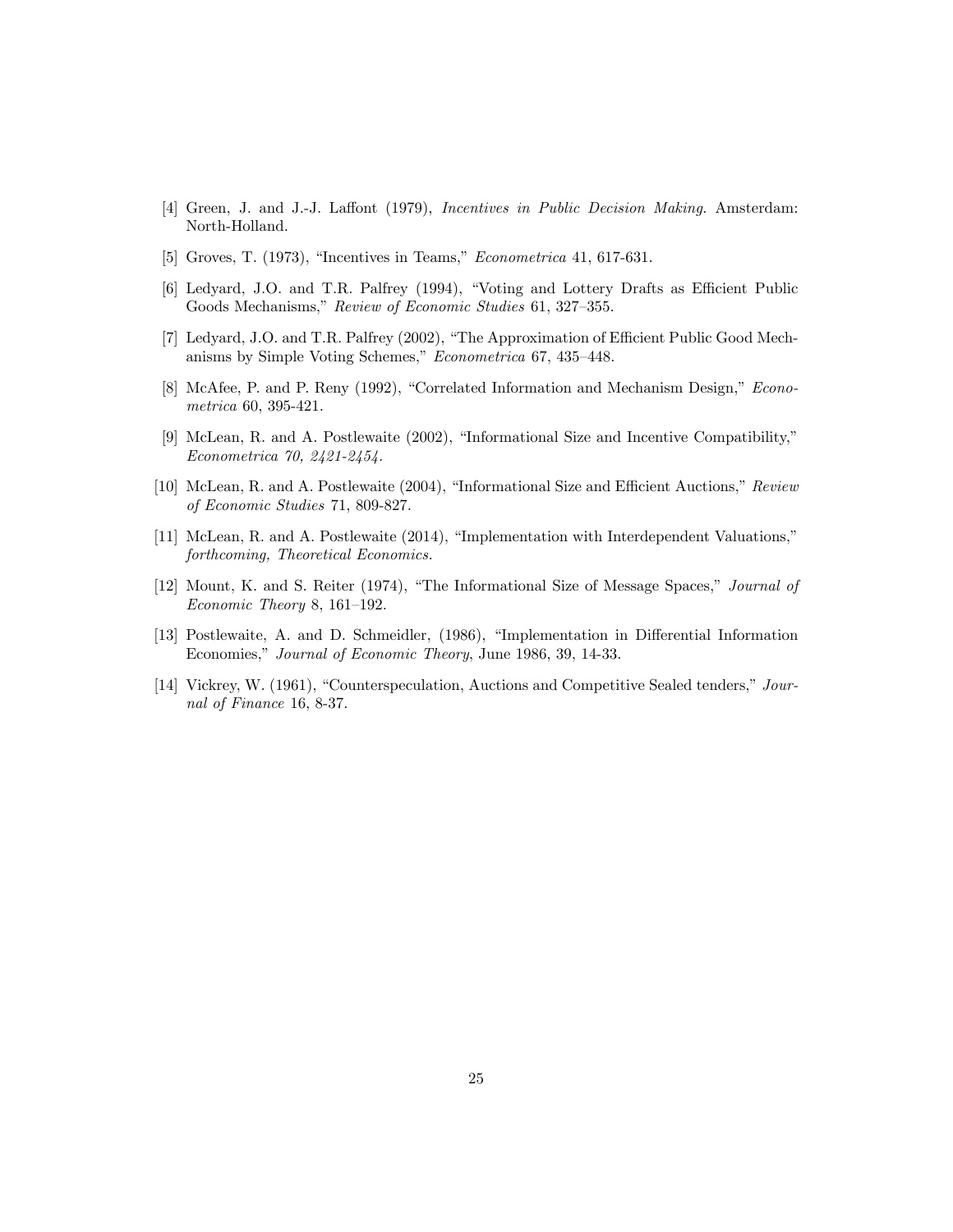[4] Green, J. and J.-J. Laffont (1979), *Incentives in Public Decision Making.* Amsterdam: North-Holland.

[5] Groves, T. (1973), "Incentives in Teams," *Econometrica* 41, 617-631.

[6] Ledyard, J.O. and T.R. Palfrey (1994), "Voting and Lottery Drafts as Efficient Public Goods Mechanisms," *Review of Economic Studies* 61, 327–355.

[7] Ledyard, J.O. and T.R. Palfrey (2002), "The Approximation of Efficient Public Good Mechanisms by Simple Voting Schemes," *Econometrica* 67, 435–448.

[8] McAfee, P. and P. Reny (1992), "Correlated Information and Mechanism Design," *Econometrica* 60, 395-421.

[9] McLean, R. and A. Postlewaite (2002), "Informational Size and Incentive Compatibility," *Econometrica 70, 2421-2454.*

[10] McLean, R. and A. Postlewaite (2004), "Informational Size and Efficient Auctions," *Review of Economic Studies* 71, 809-827.

[11] McLean, R. and A. Postlewaite (2014), "Implementation with Interdependent Valuations," *forthcoming, Theoretical Economics.*

[12] Mount, K. and S. Reiter (1974), "The Informational Size of Message Spaces," *Journal of Economic Theory* 8, 161–192.

[13] Postlewaite, A. and D. Schmeidler, (1986), "Implementation in Differential Information Economies," *Journal of Economic Theory*, June 1986, 39, 14-33.

[14] Vickrey, W. (1961), "Counterspeculation, Auctions and Competitive Sealed tenders," *Journal of Finance* 16, 8-37.